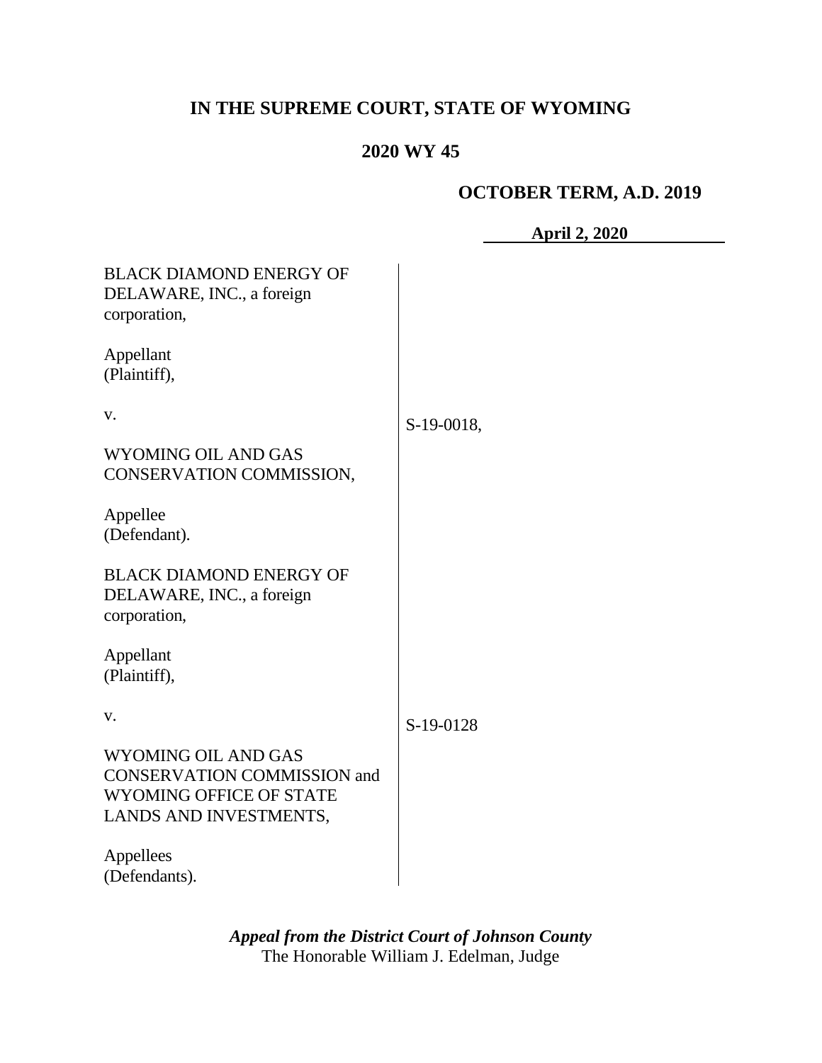**IN THE SUPREME COURT, STATE OF WYOMING**

**2020 WY 45**

**OCTOBER TERM, A.D. 2019**

**April 2, 2020**

| | |
|---|---|
| BLACK DIAMOND ENERGY OF DELAWARE, INC., a foreign corporation,<br><br>Appellant (Plaintiff),<br><br>v.<br><br>WYOMING OIL AND GAS CONSERVATION COMMISSION,<br><br>Appellee (Defendant). | S-19-0018, |
| BLACK DIAMOND ENERGY OF DELAWARE, INC., a foreign corporation,<br><br>Appellant (Plaintiff),<br><br>v.<br><br>WYOMING OIL AND GAS CONSERVATION COMMISSION and WYOMING OFFICE OF STATE LANDS AND INVESTMENTS,<br><br>Appellees (Defendants). | S-19-0128 |

***Appeal from the District Court of Johnson County***
The Honorable William J. Edelman, Judge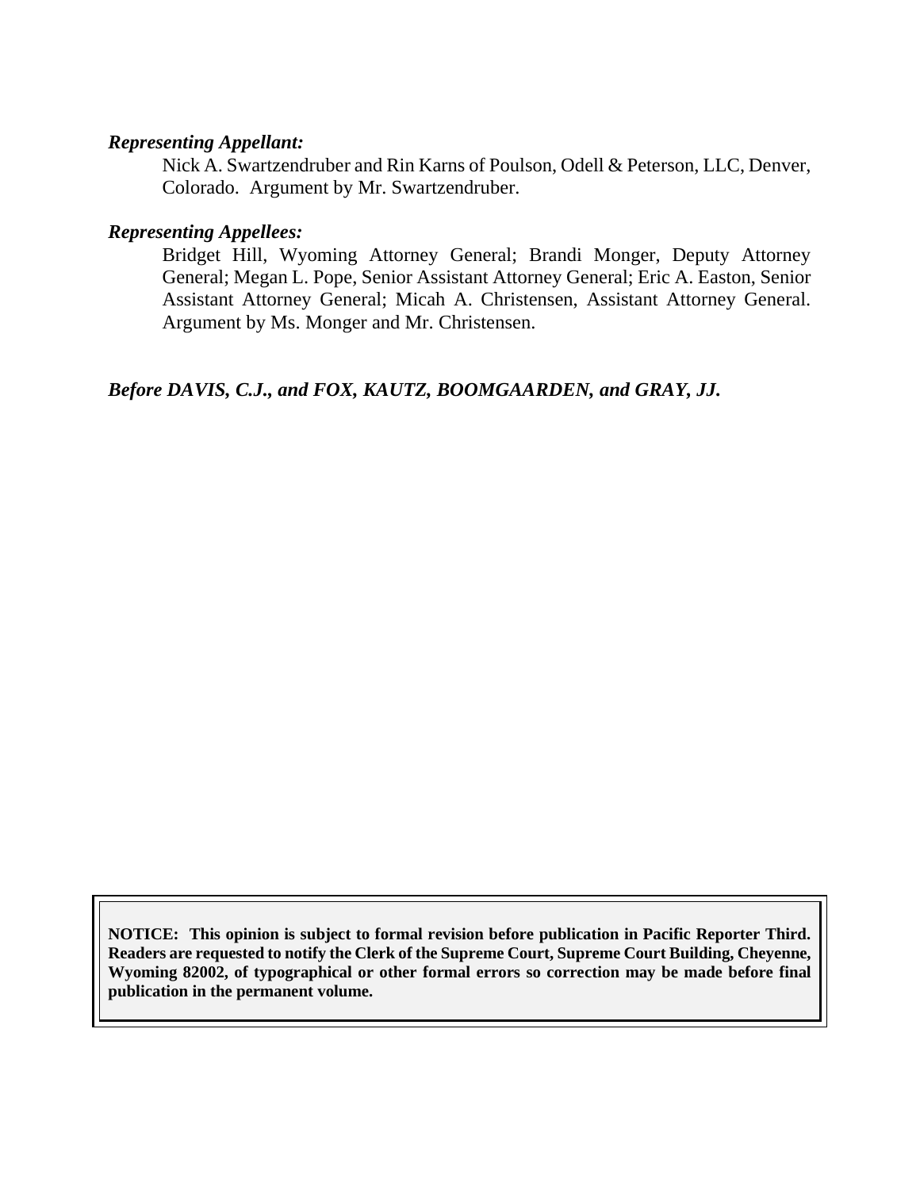***Representing Appellant:***

Nick A. Swartzendruber and Rin Karns of Poulson, Odell & Peterson, LLC, Denver, Colorado. Argument by Mr. Swartzendruber.

***Representing Appellees:***

Bridget Hill, Wyoming Attorney General; Brandi Monger, Deputy Attorney General; Megan L. Pope, Senior Assistant Attorney General; Eric A. Easton, Senior Assistant Attorney General; Micah A. Christensen, Assistant Attorney General. Argument by Ms. Monger and Mr. Christensen.

***Before DAVIS, C.J., and FOX, KAUTZ, BOOMGAARDEN, and GRAY, JJ.***

**NOTICE: This opinion is subject to formal revision before publication in Pacific Reporter Third. Readers are requested to notify the Clerk of the Supreme Court, Supreme Court Building, Cheyenne, Wyoming 82002, of typographical or other formal errors so correction may be made before final publication in the permanent volume.**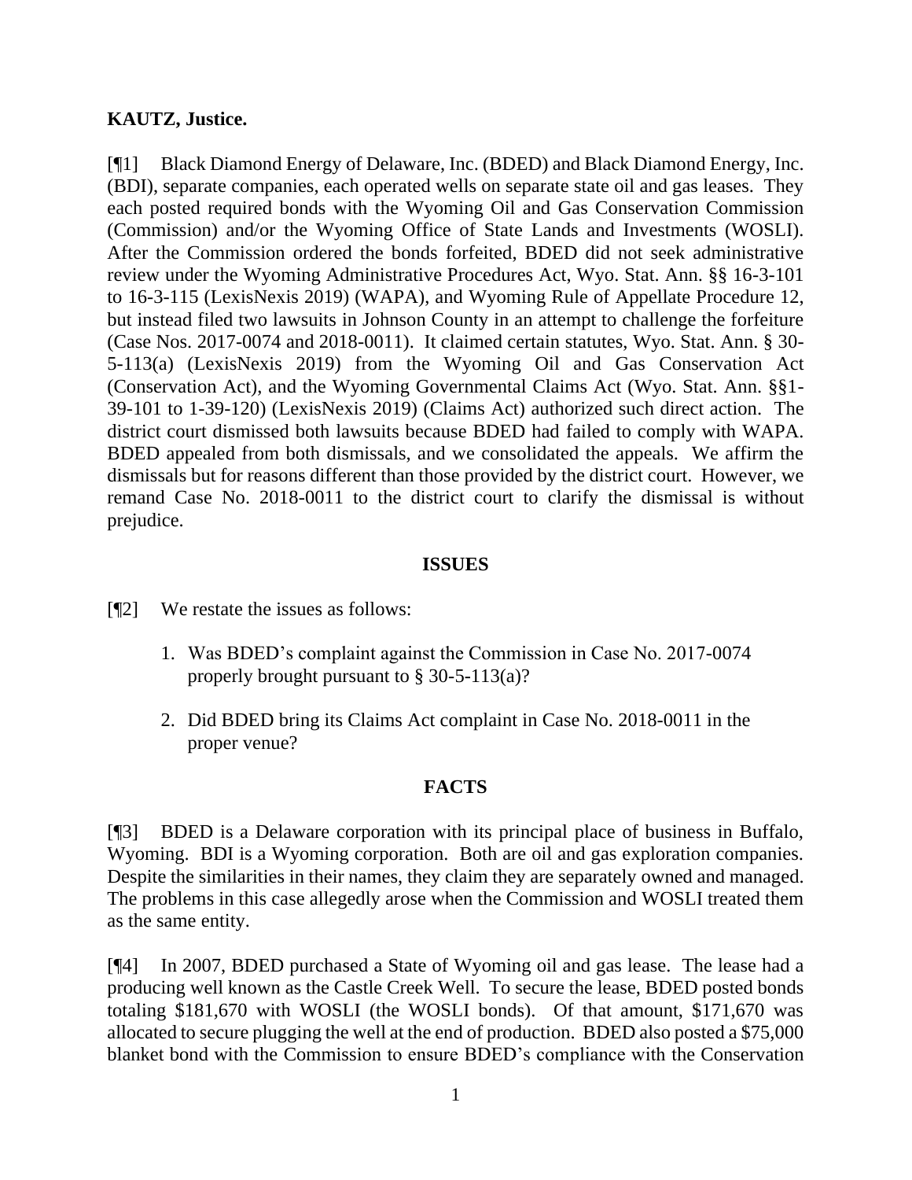**KAUTZ, Justice.**

[¶1] Black Diamond Energy of Delaware, Inc. (BDED) and Black Diamond Energy, Inc. (BDI), separate companies, each operated wells on separate state oil and gas leases. They each posted required bonds with the Wyoming Oil and Gas Conservation Commission (Commission) and/or the Wyoming Office of State Lands and Investments (WOSLI). After the Commission ordered the bonds forfeited, BDED did not seek administrative review under the Wyoming Administrative Procedures Act, Wyo. Stat. Ann. §§ 16-3-101 to 16-3-115 (LexisNexis 2019) (WAPA), and Wyoming Rule of Appellate Procedure 12, but instead filed two lawsuits in Johnson County in an attempt to challenge the forfeiture (Case Nos. 2017-0074 and 2018-0011). It claimed certain statutes, Wyo. Stat. Ann. § 30-5-113(a) (LexisNexis 2019) from the Wyoming Oil and Gas Conservation Act (Conservation Act), and the Wyoming Governmental Claims Act (Wyo. Stat. Ann. §§1-39-101 to 1-39-120) (LexisNexis 2019) (Claims Act) authorized such direct action. The district court dismissed both lawsuits because BDED had failed to comply with WAPA. BDED appealed from both dismissals, and we consolidated the appeals. We affirm the dismissals but for reasons different than those provided by the district court. However, we remand Case No. 2018-0011 to the district court to clarify the dismissal is without prejudice.

## ISSUES

[¶2] We restate the issues as follows:

1. Was BDED's complaint against the Commission in Case No. 2017-0074 properly brought pursuant to § 30-5-113(a)?
2. Did BDED bring its Claims Act complaint in Case No. 2018-0011 in the proper venue?

## FACTS

[¶3] BDED is a Delaware corporation with its principal place of business in Buffalo, Wyoming. BDI is a Wyoming corporation. Both are oil and gas exploration companies. Despite the similarities in their names, they claim they are separately owned and managed. The problems in this case allegedly arose when the Commission and WOSLI treated them as the same entity.

[¶4] In 2007, BDED purchased a State of Wyoming oil and gas lease. The lease had a producing well known as the Castle Creek Well. To secure the lease, BDED posted bonds totaling $181,670 with WOSLI (the WOSLI bonds). Of that amount, $171,670 was allocated to secure plugging the well at the end of production. BDED also posted a $75,000 blanket bond with the Commission to ensure BDED's compliance with the Conservation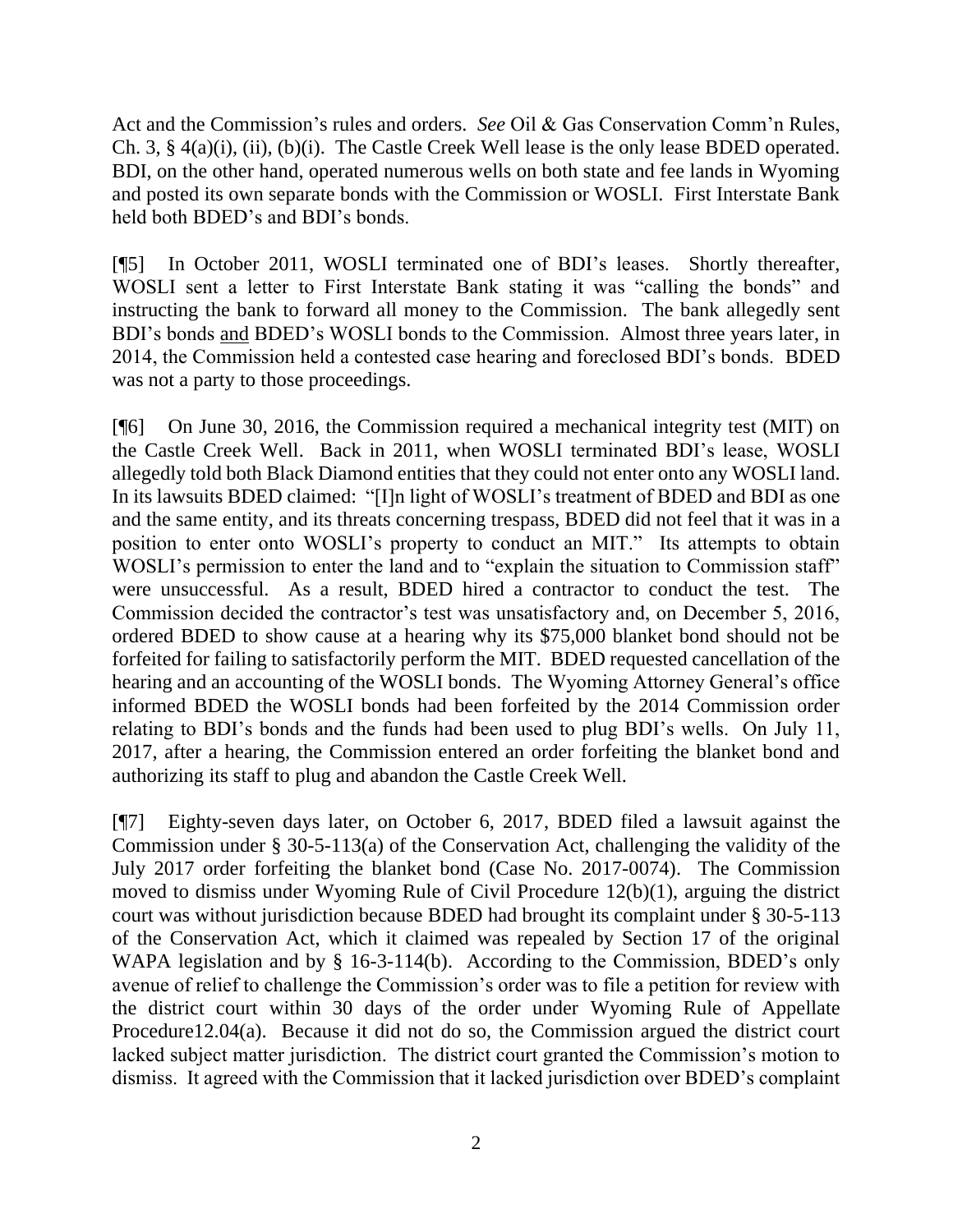Act and the Commission's rules and orders. *See* Oil & Gas Conservation Comm'n Rules, Ch. 3, § 4(a)(i), (ii), (b)(i). The Castle Creek Well lease is the only lease BDED operated. BDI, on the other hand, operated numerous wells on both state and fee lands in Wyoming and posted its own separate bonds with the Commission or WOSLI. First Interstate Bank held both BDED's and BDI's bonds.

[¶5] In October 2011, WOSLI terminated one of BDI's leases. Shortly thereafter, WOSLI sent a letter to First Interstate Bank stating it was "calling the bonds" and instructing the bank to forward all money to the Commission. The bank allegedly sent BDI's bonds and BDED's WOSLI bonds to the Commission. Almost three years later, in 2014, the Commission held a contested case hearing and foreclosed BDI's bonds. BDED was not a party to those proceedings.

[¶6] On June 30, 2016, the Commission required a mechanical integrity test (MIT) on the Castle Creek Well. Back in 2011, when WOSLI terminated BDI's lease, WOSLI allegedly told both Black Diamond entities that they could not enter onto any WOSLI land. In its lawsuits BDED claimed: "[I]n light of WOSLI's treatment of BDED and BDI as one and the same entity, and its threats concerning trespass, BDED did not feel that it was in a position to enter onto WOSLI's property to conduct an MIT." Its attempts to obtain WOSLI's permission to enter the land and to "explain the situation to Commission staff" were unsuccessful. As a result, BDED hired a contractor to conduct the test. The Commission decided the contractor's test was unsatisfactory and, on December 5, 2016, ordered BDED to show cause at a hearing why its $75,000 blanket bond should not be forfeited for failing to satisfactorily perform the MIT. BDED requested cancellation of the hearing and an accounting of the WOSLI bonds. The Wyoming Attorney General's office informed BDED the WOSLI bonds had been forfeited by the 2014 Commission order relating to BDI's bonds and the funds had been used to plug BDI's wells. On July 11, 2017, after a hearing, the Commission entered an order forfeiting the blanket bond and authorizing its staff to plug and abandon the Castle Creek Well.

[¶7] Eighty-seven days later, on October 6, 2017, BDED filed a lawsuit against the Commission under § 30-5-113(a) of the Conservation Act, challenging the validity of the July 2017 order forfeiting the blanket bond (Case No. 2017-0074). The Commission moved to dismiss under Wyoming Rule of Civil Procedure 12(b)(1), arguing the district court was without jurisdiction because BDED had brought its complaint under § 30-5-113 of the Conservation Act, which it claimed was repealed by Section 17 of the original WAPA legislation and by § 16-3-114(b). According to the Commission, BDED's only avenue of relief to challenge the Commission's order was to file a petition for review with the district court within 30 days of the order under Wyoming Rule of Appellate Procedure12.04(a). Because it did not do so, the Commission argued the district court lacked subject matter jurisdiction. The district court granted the Commission's motion to dismiss. It agreed with the Commission that it lacked jurisdiction over BDED's complaint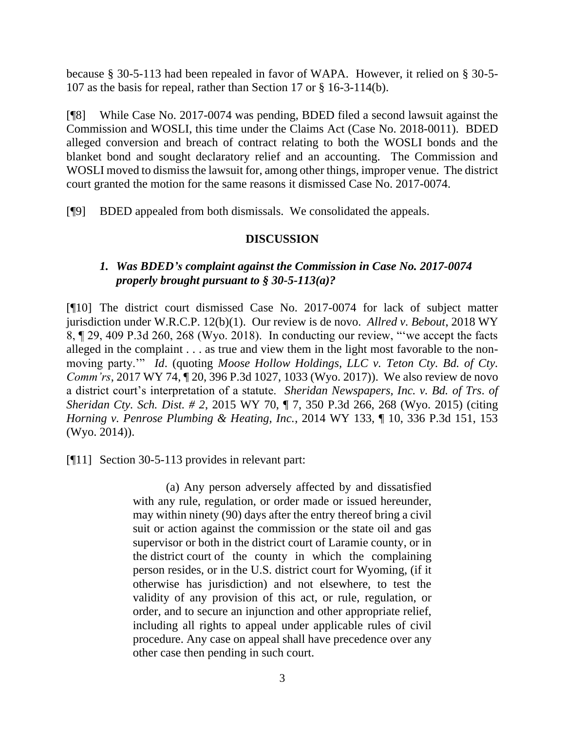because § 30-5-113 had been repealed in favor of WAPA. However, it relied on § 30-5-107 as the basis for repeal, rather than Section 17 or § 16-3-114(b).

[¶8] While Case No. 2017-0074 was pending, BDED filed a second lawsuit against the Commission and WOSLI, this time under the Claims Act (Case No. 2018-0011). BDED alleged conversion and breach of contract relating to both the WOSLI bonds and the blanket bond and sought declaratory relief and an accounting. The Commission and WOSLI moved to dismiss the lawsuit for, among other things, improper venue. The district court granted the motion for the same reasons it dismissed Case No. 2017-0074.

[¶9] BDED appealed from both dismissals. We consolidated the appeals.

## DISCUSSION

### *1. Was BDED's complaint against the Commission in Case No. 2017-0074 properly brought pursuant to § 30-5-113(a)?*

[¶10] The district court dismissed Case No. 2017-0074 for lack of subject matter jurisdiction under W.R.C.P. 12(b)(1). Our review is de novo. *Allred v. Bebout*, 2018 WY 8, ¶ 29, 409 P.3d 260, 268 (Wyo. 2018). In conducting our review, "'we accept the facts alleged in the complaint . . . as true and view them in the light most favorable to the non-moving party.'" *Id*. (quoting *Moose Hollow Holdings, LLC v. Teton Cty. Bd. of Cty. Comm'rs*, 2017 WY 74, ¶ 20, 396 P.3d 1027, 1033 (Wyo. 2017)). We also review de novo a district court's interpretation of a statute. *Sheridan Newspapers, Inc. v. Bd. of Trs. of Sheridan Cty. Sch. Dist. # 2*, 2015 WY 70, ¶ 7, 350 P.3d 266, 268 (Wyo. 2015) (citing *Horning v. Penrose Plumbing & Heating, Inc.*, 2014 WY 133, ¶ 10, 336 P.3d 151, 153 (Wyo. 2014)).

[¶11] Section 30-5-113 provides in relevant part:

> (a) Any person adversely affected by and dissatisfied with any rule, regulation, or order made or issued hereunder, may within ninety (90) days after the entry thereof bring a civil suit or action against the commission or the state oil and gas supervisor or both in the district court of Laramie county, or in the district court of the county in which the complaining person resides, or in the U.S. district court for Wyoming, (if it otherwise has jurisdiction) and not elsewhere, to test the validity of any provision of this act, or rule, regulation, or order, and to secure an injunction and other appropriate relief, including all rights to appeal under applicable rules of civil procedure. Any case on appeal shall have precedence over any other case then pending in such court.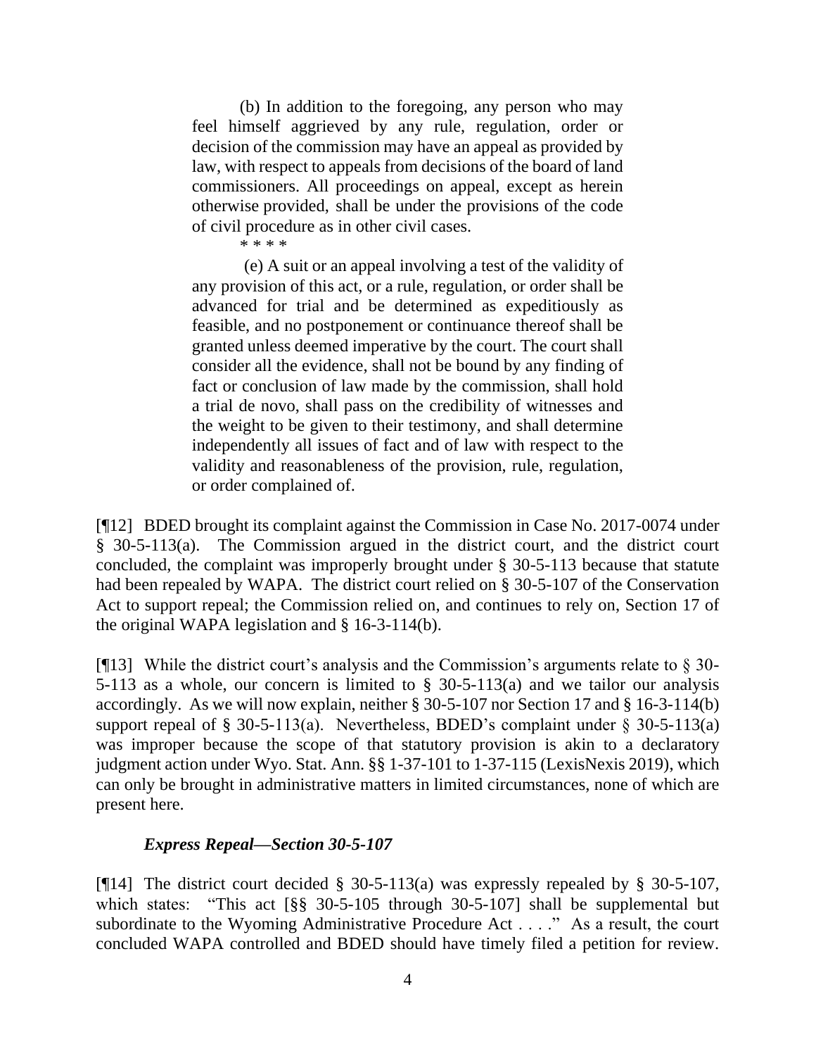> (b) In addition to the foregoing, any person who may feel himself aggrieved by any rule, regulation, order or decision of the commission may have an appeal as provided by law, with respect to appeals from decisions of the board of land commissioners. All proceedings on appeal, except as herein otherwise provided, shall be under the provisions of the code of civil procedure as in other civil cases.
>
> \* \* \* \*
>
> (e) A suit or an appeal involving a test of the validity of any provision of this act, or a rule, regulation, or order shall be advanced for trial and be determined as expeditiously as feasible, and no postponement or continuance thereof shall be granted unless deemed imperative by the court. The court shall consider all the evidence, shall not be bound by any finding of fact or conclusion of law made by the commission, shall hold a trial de novo, shall pass on the credibility of witnesses and the weight to be given to their testimony, and shall determine independently all issues of fact and of law with respect to the validity and reasonableness of the provision, rule, regulation, or order complained of.

[¶12] BDED brought its complaint against the Commission in Case No. 2017-0074 under § 30-5-113(a). The Commission argued in the district court, and the district court concluded, the complaint was improperly brought under § 30-5-113 because that statute had been repealed by WAPA. The district court relied on § 30-5-107 of the Conservation Act to support repeal; the Commission relied on, and continues to rely on, Section 17 of the original WAPA legislation and § 16-3-114(b).

[¶13] While the district court's analysis and the Commission's arguments relate to § 30-5-113 as a whole, our concern is limited to § 30-5-113(a) and we tailor our analysis accordingly. As we will now explain, neither § 30-5-107 nor Section 17 and § 16-3-114(b) support repeal of § 30-5-113(a). Nevertheless, BDED's complaint under § 30-5-113(a) was improper because the scope of that statutory provision is akin to a declaratory judgment action under Wyo. Stat. Ann. §§ 1-37-101 to 1-37-115 (LexisNexis 2019), which can only be brought in administrative matters in limited circumstances, none of which are present here.

### *Express Repeal—Section 30-5-107*

[¶14] The district court decided § 30-5-113(a) was expressly repealed by § 30-5-107, which states: "This act [§§ 30-5-105 through 30-5-107] shall be supplemental but subordinate to the Wyoming Administrative Procedure Act . . . ." As a result, the court concluded WAPA controlled and BDED should have timely filed a petition for review.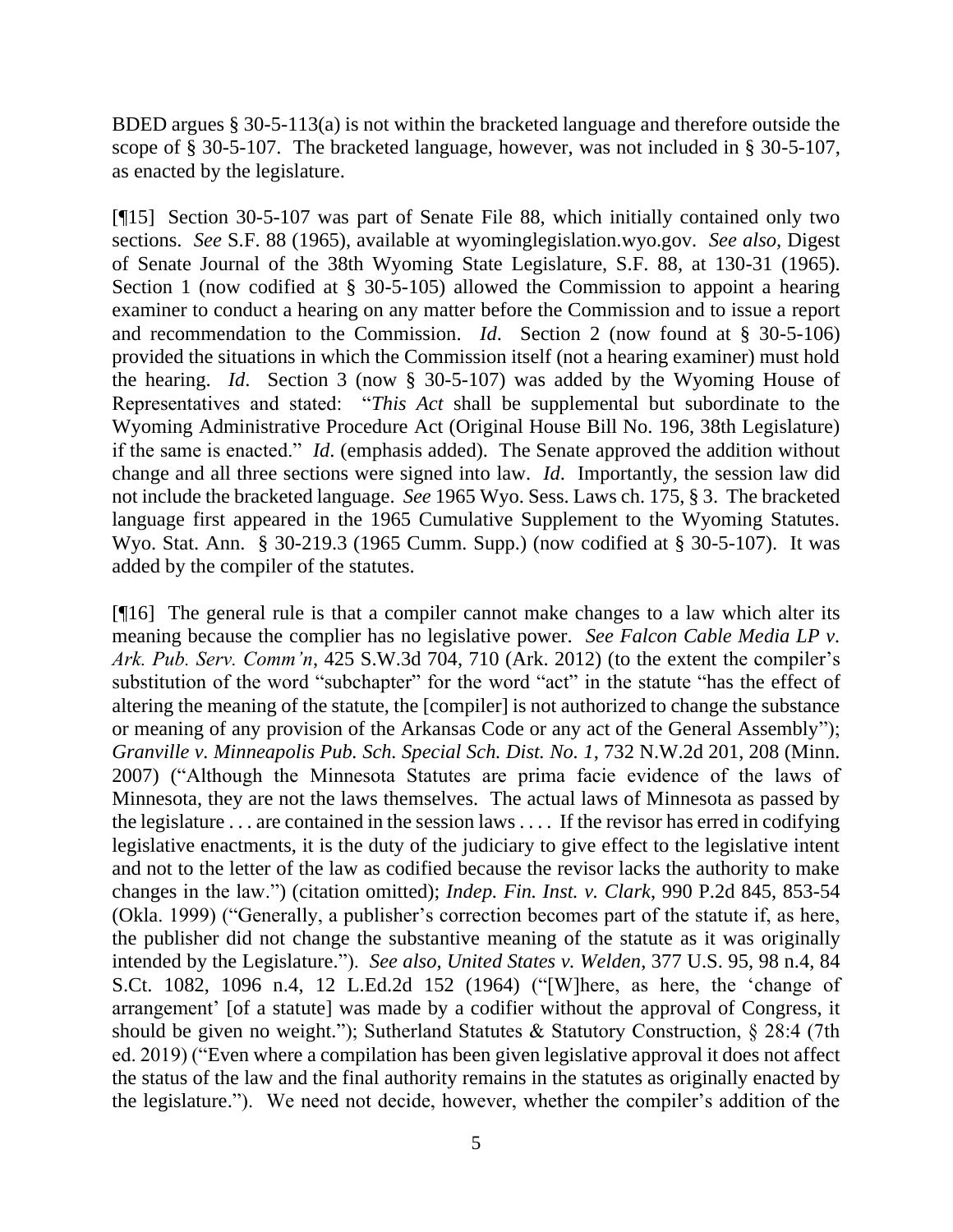BDED argues § 30-5-113(a) is not within the bracketed language and therefore outside the scope of § 30-5-107. The bracketed language, however, was not included in § 30-5-107, as enacted by the legislature.

[¶15] Section 30-5-107 was part of Senate File 88, which initially contained only two sections. *See* S.F. 88 (1965), available at wyominglegislation.wyo.gov. *See also,* Digest of Senate Journal of the 38th Wyoming State Legislature, S.F. 88, at 130-31 (1965). Section 1 (now codified at § 30-5-105) allowed the Commission to appoint a hearing examiner to conduct a hearing on any matter before the Commission and to issue a report and recommendation to the Commission. *Id*. Section 2 (now found at § 30-5-106) provided the situations in which the Commission itself (not a hearing examiner) must hold the hearing. *Id*. Section 3 (now § 30-5-107) was added by the Wyoming House of Representatives and stated: "*This Act* shall be supplemental but subordinate to the Wyoming Administrative Procedure Act (Original House Bill No. 196, 38th Legislature) if the same is enacted." *Id*. (emphasis added). The Senate approved the addition without change and all three sections were signed into law. *Id*. Importantly, the session law did not include the bracketed language. *See* 1965 Wyo. Sess. Laws ch. 175, § 3. The bracketed language first appeared in the 1965 Cumulative Supplement to the Wyoming Statutes. Wyo. Stat. Ann. § 30-219.3 (1965 Cumm. Supp.) (now codified at § 30-5-107). It was added by the compiler of the statutes.

[¶16] The general rule is that a compiler cannot make changes to a law which alter its meaning because the complier has no legislative power. *See Falcon Cable Media LP v. Ark. Pub. Serv. Comm'n*, 425 S.W.3d 704, 710 (Ark. 2012) (to the extent the compiler's substitution of the word "subchapter" for the word "act" in the statute "has the effect of altering the meaning of the statute, the [compiler] is not authorized to change the substance or meaning of any provision of the Arkansas Code or any act of the General Assembly"); *Granville v. Minneapolis Pub. Sch. Special Sch. Dist. No. 1*, 732 N.W.2d 201, 208 (Minn. 2007) ("Although the Minnesota Statutes are prima facie evidence of the laws of Minnesota, they are not the laws themselves. The actual laws of Minnesota as passed by the legislature . . . are contained in the session laws . . . . If the revisor has erred in codifying legislative enactments, it is the duty of the judiciary to give effect to the legislative intent and not to the letter of the law as codified because the revisor lacks the authority to make changes in the law.") (citation omitted); *Indep. Fin. Inst. v. Clark*, 990 P.2d 845, 853-54 (Okla. 1999) ("Generally, a publisher's correction becomes part of the statute if, as here, the publisher did not change the substantive meaning of the statute as it was originally intended by the Legislature."). *See also, United States v. Welden*, 377 U.S. 95, 98 n.4, 84 S.Ct. 1082, 1096 n.4, 12 L.Ed.2d 152 (1964) ("[W]here, as here, the 'change of arrangement' [of a statute] was made by a codifier without the approval of Congress, it should be given no weight."); Sutherland Statutes & Statutory Construction, § 28:4 (7th ed. 2019) ("Even where a compilation has been given legislative approval it does not affect the status of the law and the final authority remains in the statutes as originally enacted by the legislature."). We need not decide, however, whether the compiler's addition of the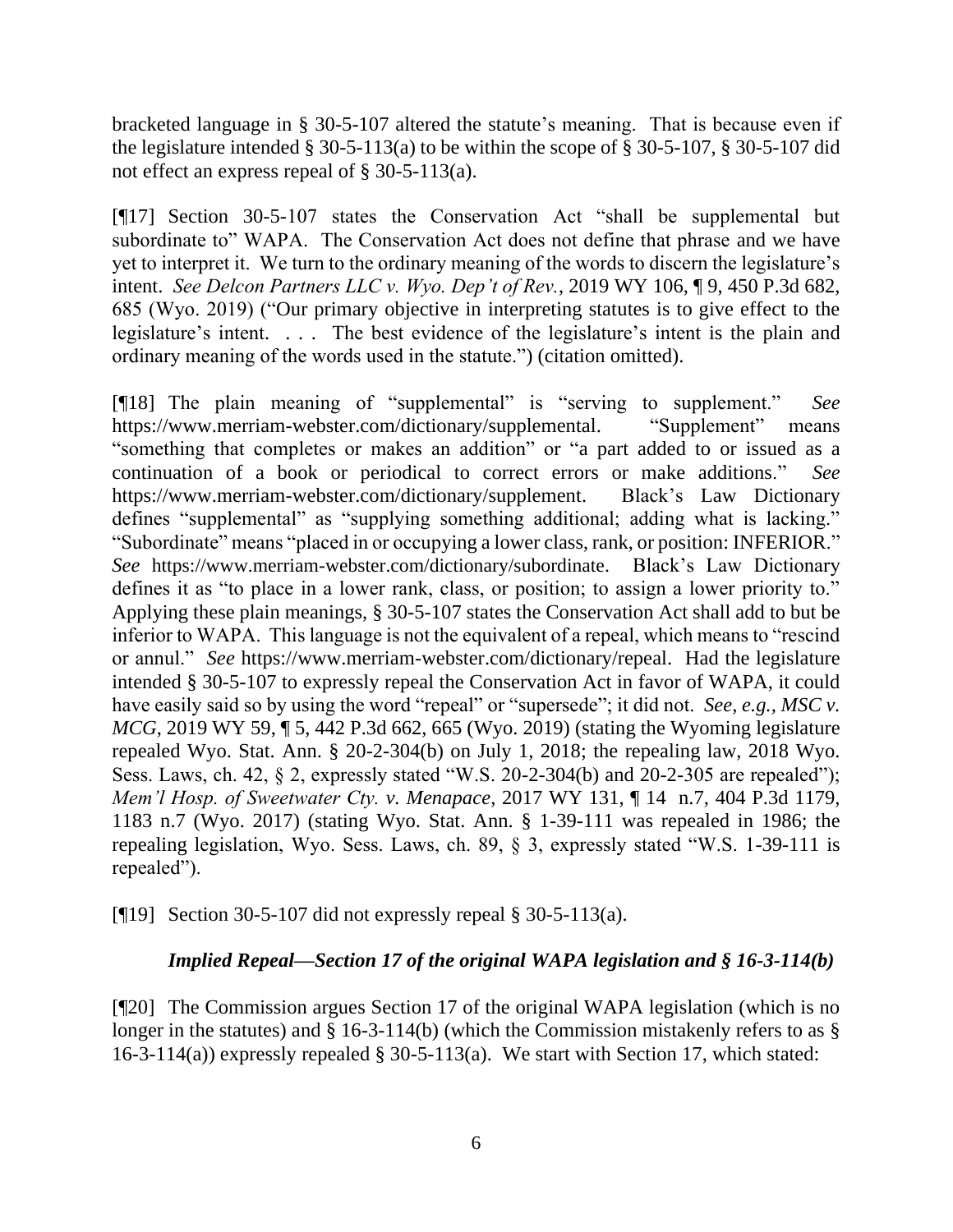bracketed language in § 30-5-107 altered the statute's meaning. That is because even if the legislature intended § 30-5-113(a) to be within the scope of § 30-5-107, § 30-5-107 did not effect an express repeal of § 30-5-113(a).

[¶17] Section 30-5-107 states the Conservation Act "shall be supplemental but subordinate to" WAPA. The Conservation Act does not define that phrase and we have yet to interpret it. We turn to the ordinary meaning of the words to discern the legislature's intent. *See Delcon Partners LLC v. Wyo. Dep't of Rev.*, 2019 WY 106, ¶ 9, 450 P.3d 682, 685 (Wyo. 2019) ("Our primary objective in interpreting statutes is to give effect to the legislature's intent. . . . The best evidence of the legislature's intent is the plain and ordinary meaning of the words used in the statute.") (citation omitted).

[¶18] The plain meaning of "supplemental" is "serving to supplement." *See* https://www.merriam-webster.com/dictionary/supplemental. "Supplement" means "something that completes or makes an addition" or "a part added to or issued as a continuation of a book or periodical to correct errors or make additions." *See* https://www.merriam-webster.com/dictionary/supplement. Black's Law Dictionary defines "supplemental" as "supplying something additional; adding what is lacking." "Subordinate" means "placed in or occupying a lower class, rank, or position: INFERIOR." *See* https://www.merriam-webster.com/dictionary/subordinate. Black's Law Dictionary defines it as "to place in a lower rank, class, or position; to assign a lower priority to." Applying these plain meanings, § 30-5-107 states the Conservation Act shall add to but be inferior to WAPA. This language is not the equivalent of a repeal, which means to "rescind or annul." *See* https://www.merriam-webster.com/dictionary/repeal. Had the legislature intended § 30-5-107 to expressly repeal the Conservation Act in favor of WAPA, it could have easily said so by using the word "repeal" or "supersede"; it did not. *See, e.g., MSC v. MCG*, 2019 WY 59, ¶ 5, 442 P.3d 662, 665 (Wyo. 2019) (stating the Wyoming legislature repealed Wyo. Stat. Ann. § 20-2-304(b) on July 1, 2018; the repealing law, 2018 Wyo. Sess. Laws, ch. 42, § 2, expressly stated "W.S. 20-2-304(b) and 20-2-305 are repealed"); *Mem'l Hosp. of Sweetwater Cty. v. Menapace*, 2017 WY 131, ¶ 14 n.7, 404 P.3d 1179, 1183 n.7 (Wyo. 2017) (stating Wyo. Stat. Ann. § 1-39-111 was repealed in 1986; the repealing legislation, Wyo. Sess. Laws, ch. 89, § 3, expressly stated "W.S. 1-39-111 is repealed").

[¶19] Section 30-5-107 did not expressly repeal § 30-5-113(a).

### *Implied Repeal—Section 17 of the original WAPA legislation and § 16-3-114(b)*

[¶20] The Commission argues Section 17 of the original WAPA legislation (which is no longer in the statutes) and § 16-3-114(b) (which the Commission mistakenly refers to as § 16-3-114(a)) expressly repealed § 30-5-113(a). We start with Section 17, which stated: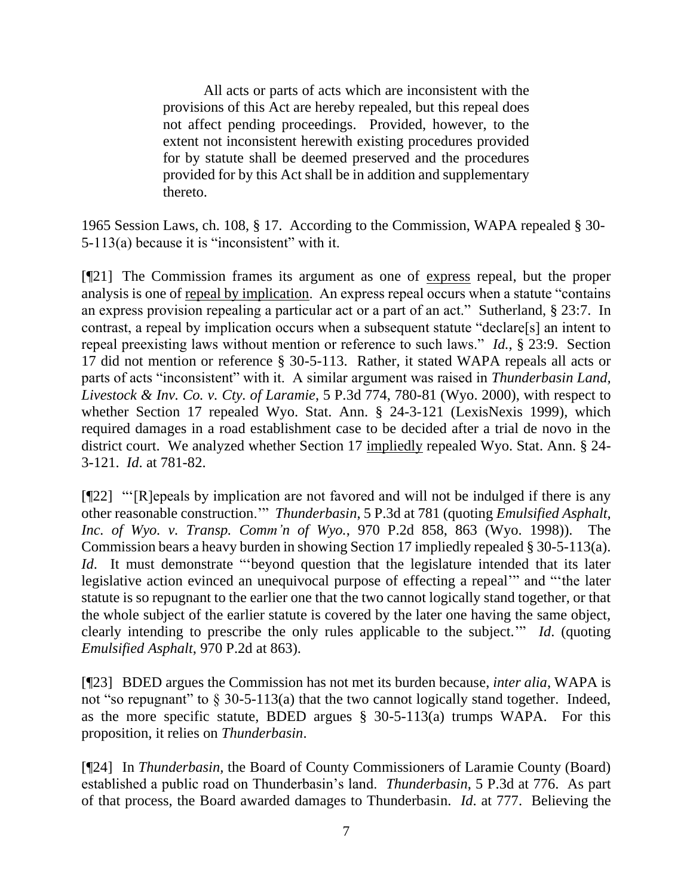> All acts or parts of acts which are inconsistent with the provisions of this Act are hereby repealed, but this repeal does not affect pending proceedings. Provided, however, to the extent not inconsistent herewith existing procedures provided for by statute shall be deemed preserved and the procedures provided for by this Act shall be in addition and supplementary thereto.

1965 Session Laws, ch. 108, § 17. According to the Commission, WAPA repealed § 30-5-113(a) because it is "inconsistent" with it.

[¶21] The Commission frames its argument as one of <u>express</u> repeal, but the proper analysis is one of <u>repeal by implication</u>. An express repeal occurs when a statute "contains an express provision repealing a particular act or a part of an act." Sutherland, § 23:7. In contrast, a repeal by implication occurs when a subsequent statute "declare[s] an intent to repeal preexisting laws without mention or reference to such laws." *Id.*, § 23:9. Section 17 did not mention or reference § 30-5-113. Rather, it stated WAPA repeals all acts or parts of acts "inconsistent" with it. A similar argument was raised in *Thunderbasin Land, Livestock & Inv. Co. v. Cty. of Laramie*, 5 P.3d 774, 780-81 (Wyo. 2000), with respect to whether Section 17 repealed Wyo. Stat. Ann. § 24-3-121 (LexisNexis 1999), which required damages in a road establishment case to be decided after a trial de novo in the district court. We analyzed whether Section 17 <u>impliedly</u> repealed Wyo. Stat. Ann. § 24-3-121. *Id*. at 781-82.

[¶22] "'[R]epeals by implication are not favored and will not be indulged if there is any other reasonable construction.'" *Thunderbasin*, 5 P.3d at 781 (quoting *Emulsified Asphalt, Inc. of Wyo. v. Transp. Comm'n of Wyo.*, 970 P.2d 858, 863 (Wyo. 1998)). The Commission bears a heavy burden in showing Section 17 impliedly repealed § 30-5-113(a). *Id*. It must demonstrate "'beyond question that the legislature intended that its later legislative action evinced an unequivocal purpose of effecting a repeal'" and "'the later statute is so repugnant to the earlier one that the two cannot logically stand together, or that the whole subject of the earlier statute is covered by the later one having the same object, clearly intending to prescribe the only rules applicable to the subject.'" *Id*. (quoting *Emulsified Asphalt*, 970 P.2d at 863).

[¶23] BDED argues the Commission has not met its burden because, *inter alia*, WAPA is not "so repugnant" to § 30-5-113(a) that the two cannot logically stand together. Indeed, as the more specific statute, BDED argues § 30-5-113(a) trumps WAPA. For this proposition, it relies on *Thunderbasin*.

[¶24] In *Thunderbasin*, the Board of County Commissioners of Laramie County (Board) established a public road on Thunderbasin's land. *Thunderbasin*, 5 P.3d at 776. As part of that process, the Board awarded damages to Thunderbasin. *Id*. at 777. Believing the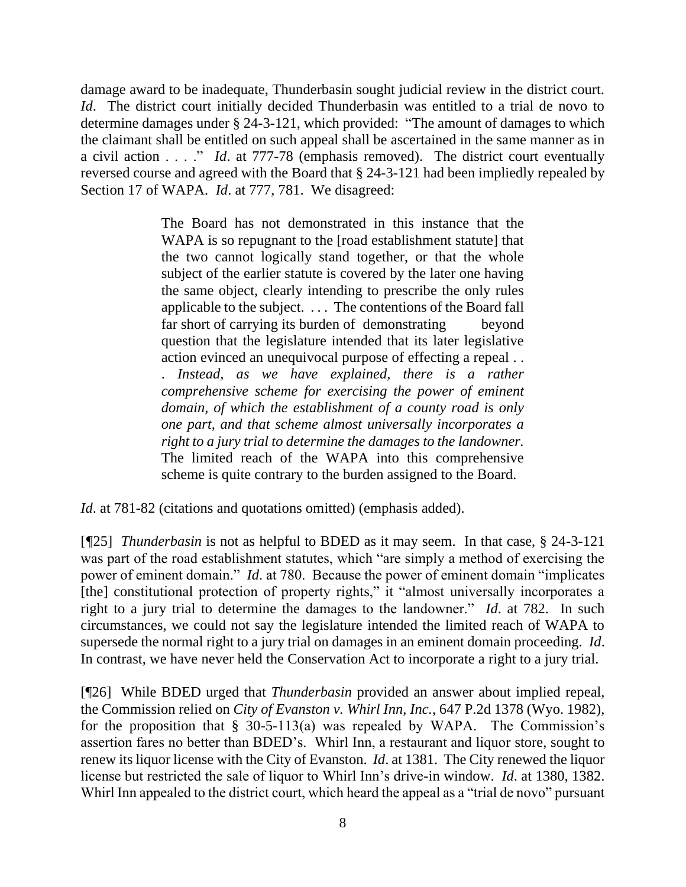damage award to be inadequate, Thunderbasin sought judicial review in the district court. *Id*. The district court initially decided Thunderbasin was entitled to a trial de novo to determine damages under § 24-3-121, which provided: "The amount of damages to which the claimant shall be entitled on such appeal shall be ascertained in the same manner as in a civil action . . . ." *Id*. at 777-78 (emphasis removed). The district court eventually reversed course and agreed with the Board that § 24-3-121 had been impliedly repealed by Section 17 of WAPA. *Id*. at 777, 781. We disagreed:

> The Board has not demonstrated in this instance that the WAPA is so repugnant to the [road establishment statute] that the two cannot logically stand together, or that the whole subject of the earlier statute is covered by the later one having the same object, clearly intending to prescribe the only rules applicable to the subject. . . . The contentions of the Board fall far short of carrying its burden of demonstrating beyond question that the legislature intended that its later legislative action evinced an unequivocal purpose of effecting a repeal . . . *Instead, as we have explained, there is a rather comprehensive scheme for exercising the power of eminent domain, of which the establishment of a county road is only one part, and that scheme almost universally incorporates a right to a jury trial to determine the damages to the landowner.* The limited reach of the WAPA into this comprehensive scheme is quite contrary to the burden assigned to the Board.

*Id*. at 781-82 (citations and quotations omitted) (emphasis added).

[¶25] *Thunderbasin* is not as helpful to BDED as it may seem. In that case, § 24-3-121 was part of the road establishment statutes, which "are simply a method of exercising the power of eminent domain." *Id*. at 780. Because the power of eminent domain "implicates [the] constitutional protection of property rights," it "almost universally incorporates a right to a jury trial to determine the damages to the landowner." *Id*. at 782. In such circumstances, we could not say the legislature intended the limited reach of WAPA to supersede the normal right to a jury trial on damages in an eminent domain proceeding. *Id*. In contrast, we have never held the Conservation Act to incorporate a right to a jury trial.

[¶26] While BDED urged that *Thunderbasin* provided an answer about implied repeal, the Commission relied on *City of Evanston v. Whirl Inn, Inc.*, 647 P.2d 1378 (Wyo. 1982), for the proposition that § 30-5-113(a) was repealed by WAPA. The Commission's assertion fares no better than BDED's. Whirl Inn, a restaurant and liquor store, sought to renew its liquor license with the City of Evanston. *Id*. at 1381. The City renewed the liquor license but restricted the sale of liquor to Whirl Inn's drive-in window. *Id*. at 1380, 1382. Whirl Inn appealed to the district court, which heard the appeal as a "trial de novo" pursuant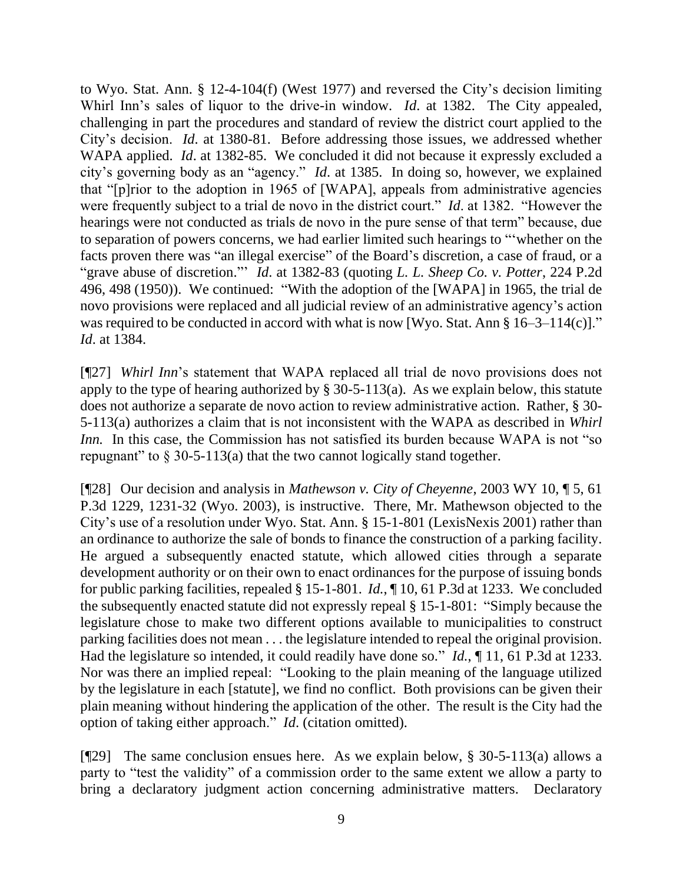to Wyo. Stat. Ann. § 12-4-104(f) (West 1977) and reversed the City's decision limiting Whirl Inn's sales of liquor to the drive-in window. *Id*. at 1382. The City appealed, challenging in part the procedures and standard of review the district court applied to the City's decision. *Id*. at 1380-81. Before addressing those issues, we addressed whether WAPA applied. *Id*. at 1382-85. We concluded it did not because it expressly excluded a city's governing body as an "agency." *Id*. at 1385. In doing so, however, we explained that "[p]rior to the adoption in 1965 of [WAPA], appeals from administrative agencies were frequently subject to a trial de novo in the district court." *Id*. at 1382. "However the hearings were not conducted as trials de novo in the pure sense of that term" because, due to separation of powers concerns, we had earlier limited such hearings to "'whether on the facts proven there was "an illegal exercise" of the Board's discretion, a case of fraud, or a "grave abuse of discretion."'" *Id*. at 1382-83 (quoting *L. L. Sheep Co. v. Potter*, 224 P.2d 496, 498 (1950)). We continued: "With the adoption of the [WAPA] in 1965, the trial de novo provisions were replaced and all judicial review of an administrative agency's action was required to be conducted in accord with what is now [Wyo. Stat. Ann § 16–3–114(c)]." *Id*. at 1384.

[¶27] *Whirl Inn*'s statement that WAPA replaced all trial de novo provisions does not apply to the type of hearing authorized by § 30-5-113(a). As we explain below, this statute does not authorize a separate de novo action to review administrative action. Rather, § 30-5-113(a) authorizes a claim that is not inconsistent with the WAPA as described in *Whirl Inn.* In this case, the Commission has not satisfied its burden because WAPA is not "so repugnant" to § 30-5-113(a) that the two cannot logically stand together.

[¶28] Our decision and analysis in *Mathewson v. City of Cheyenne*, 2003 WY 10, ¶ 5, 61 P.3d 1229, 1231-32 (Wyo. 2003), is instructive. There, Mr. Mathewson objected to the City's use of a resolution under Wyo. Stat. Ann. § 15-1-801 (LexisNexis 2001) rather than an ordinance to authorize the sale of bonds to finance the construction of a parking facility. He argued a subsequently enacted statute, which allowed cities through a separate development authority or on their own to enact ordinances for the purpose of issuing bonds for public parking facilities, repealed § 15-1-801. *Id.*, ¶ 10, 61 P.3d at 1233. We concluded the subsequently enacted statute did not expressly repeal § 15-1-801: "Simply because the legislature chose to make two different options available to municipalities to construct parking facilities does not mean . . . the legislature intended to repeal the original provision. Had the legislature so intended, it could readily have done so." *Id.*, ¶ 11, 61 P.3d at 1233. Nor was there an implied repeal: "Looking to the plain meaning of the language utilized by the legislature in each [statute], we find no conflict. Both provisions can be given their plain meaning without hindering the application of the other. The result is the City had the option of taking either approach." *Id.* (citation omitted).

[¶29] The same conclusion ensues here. As we explain below, § 30-5-113(a) allows a party to "test the validity" of a commission order to the same extent we allow a party to bring a declaratory judgment action concerning administrative matters. Declaratory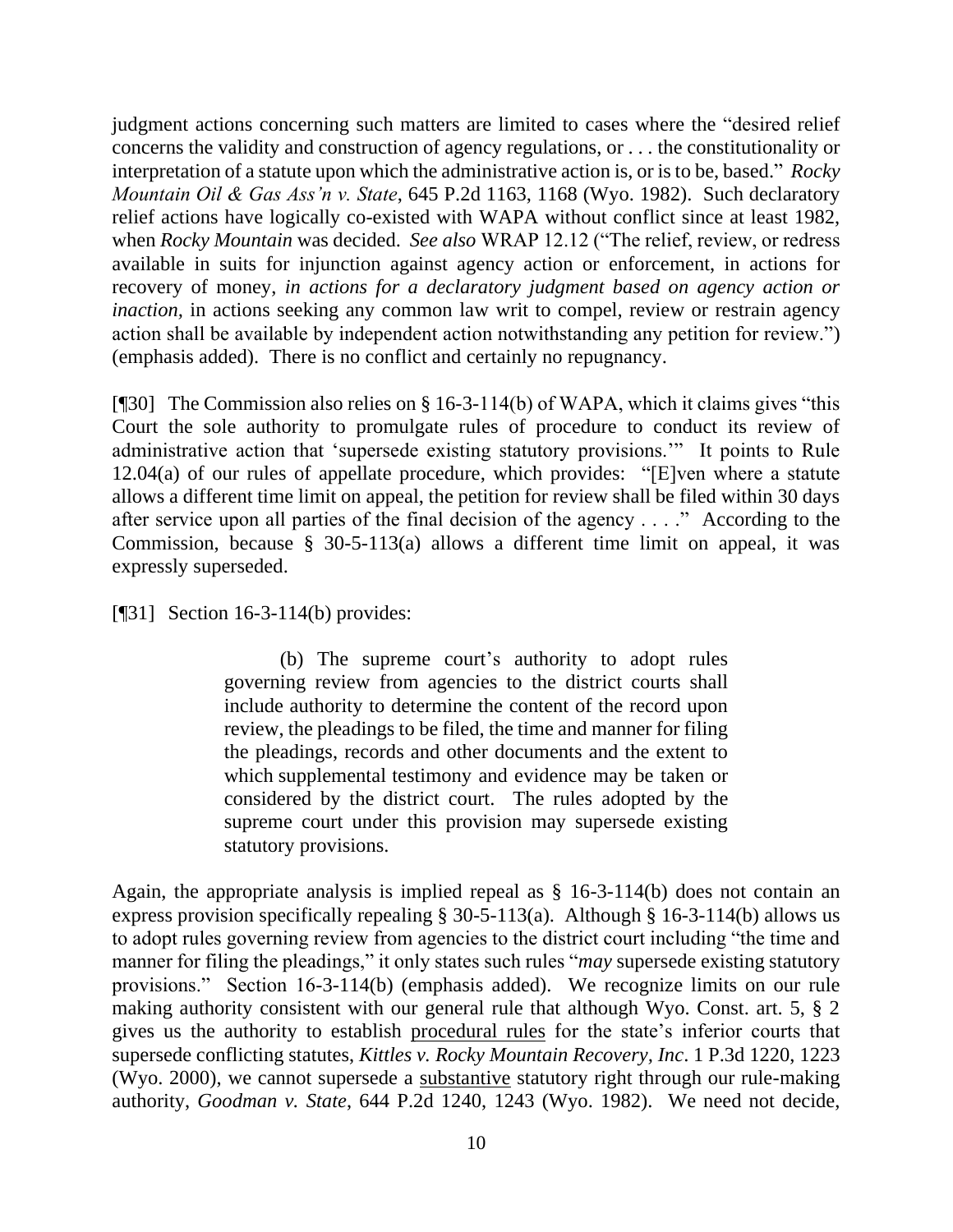judgment actions concerning such matters are limited to cases where the "desired relief concerns the validity and construction of agency regulations, or . . . the constitutionality or interpretation of a statute upon which the administrative action is, or is to be, based." *Rocky Mountain Oil & Gas Ass'n v. State*, 645 P.2d 1163, 1168 (Wyo. 1982). Such declaratory relief actions have logically co-existed with WAPA without conflict since at least 1982, when *Rocky Mountain* was decided. *See also* WRAP 12.12 ("The relief, review, or redress available in suits for injunction against agency action or enforcement, in actions for recovery of money, *in actions for a declaratory judgment based on agency action or inaction*, in actions seeking any common law writ to compel, review or restrain agency action shall be available by independent action notwithstanding any petition for review.") (emphasis added). There is no conflict and certainly no repugnancy.

[¶30] The Commission also relies on § 16-3-114(b) of WAPA, which it claims gives "this Court the sole authority to promulgate rules of procedure to conduct its review of administrative action that 'supersede existing statutory provisions.'" It points to Rule 12.04(a) of our rules of appellate procedure, which provides: "[E]ven where a statute allows a different time limit on appeal, the petition for review shall be filed within 30 days after service upon all parties of the final decision of the agency . . . ." According to the Commission, because § 30-5-113(a) allows a different time limit on appeal, it was expressly superseded.

[¶31] Section 16-3-114(b) provides:

> (b) The supreme court's authority to adopt rules governing review from agencies to the district courts shall include authority to determine the content of the record upon review, the pleadings to be filed, the time and manner for filing the pleadings, records and other documents and the extent to which supplemental testimony and evidence may be taken or considered by the district court. The rules adopted by the supreme court under this provision may supersede existing statutory provisions.

Again, the appropriate analysis is implied repeal as § 16-3-114(b) does not contain an express provision specifically repealing § 30-5-113(a). Although § 16-3-114(b) allows us to adopt rules governing review from agencies to the district court including "the time and manner for filing the pleadings," it only states such rules "*may* supersede existing statutory provisions." Section 16-3-114(b) (emphasis added). We recognize limits on our rule making authority consistent with our general rule that although Wyo. Const. art. 5, § 2 gives us the authority to establish procedural rules for the state's inferior courts that supersede conflicting statutes, *Kittles v. Rocky Mountain Recovery, Inc*. 1 P.3d 1220, 1223 (Wyo. 2000), we cannot supersede a substantive statutory right through our rule-making authority, *Goodman v. State*, 644 P.2d 1240, 1243 (Wyo. 1982). We need not decide,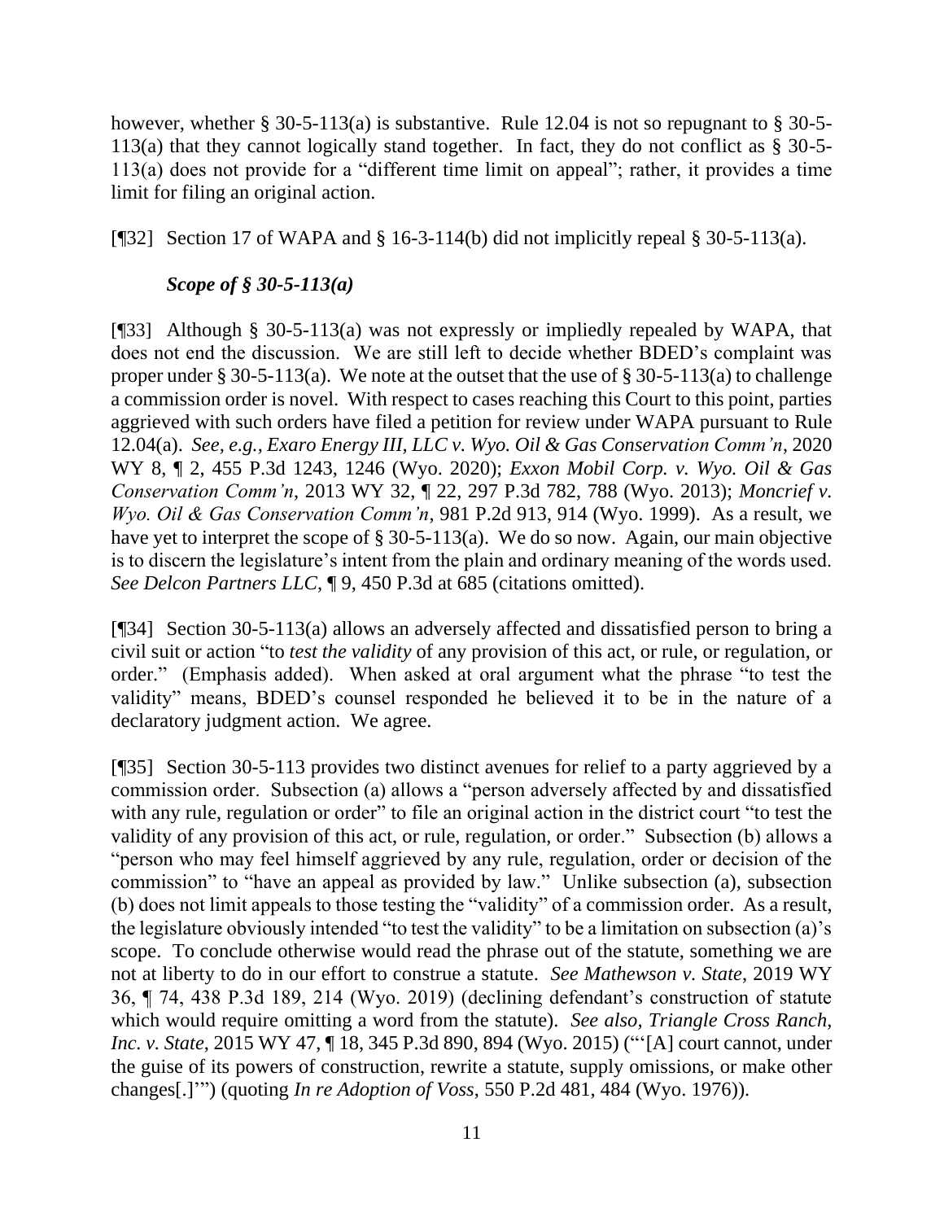however, whether § 30-5-113(a) is substantive. Rule 12.04 is not so repugnant to § 30-5-113(a) that they cannot logically stand together. In fact, they do not conflict as § 30-5-113(a) does not provide for a "different time limit on appeal"; rather, it provides a time limit for filing an original action.

[¶32] Section 17 of WAPA and § 16-3-114(b) did not implicitly repeal § 30-5-113(a).

### *Scope of § 30-5-113(a)*

[¶33] Although § 30-5-113(a) was not expressly or impliedly repealed by WAPA, that does not end the discussion. We are still left to decide whether BDED's complaint was proper under § 30-5-113(a). We note at the outset that the use of § 30-5-113(a) to challenge a commission order is novel. With respect to cases reaching this Court to this point, parties aggrieved with such orders have filed a petition for review under WAPA pursuant to Rule 12.04(a). *See, e.g., Exaro Energy III, LLC v. Wyo. Oil & Gas Conservation Comm'n*, 2020 WY 8, ¶ 2, 455 P.3d 1243, 1246 (Wyo. 2020); *Exxon Mobil Corp. v. Wyo. Oil & Gas Conservation Comm'n*, 2013 WY 32, ¶ 22, 297 P.3d 782, 788 (Wyo. 2013); *Moncrief v. Wyo. Oil & Gas Conservation Comm'n*, 981 P.2d 913, 914 (Wyo. 1999). As a result, we have yet to interpret the scope of § 30-5-113(a). We do so now. Again, our main objective is to discern the legislature's intent from the plain and ordinary meaning of the words used. *See Delcon Partners LLC*, ¶ 9, 450 P.3d at 685 (citations omitted).

[¶34] Section 30-5-113(a) allows an adversely affected and dissatisfied person to bring a civil suit or action "to *test the validity* of any provision of this act, or rule, or regulation, or order." (Emphasis added). When asked at oral argument what the phrase "to test the validity" means, BDED's counsel responded he believed it to be in the nature of a declaratory judgment action. We agree.

[¶35] Section 30-5-113 provides two distinct avenues for relief to a party aggrieved by a commission order. Subsection (a) allows a "person adversely affected by and dissatisfied with any rule, regulation or order" to file an original action in the district court "to test the validity of any provision of this act, or rule, regulation, or order." Subsection (b) allows a "person who may feel himself aggrieved by any rule, regulation, order or decision of the commission" to "have an appeal as provided by law." Unlike subsection (a), subsection (b) does not limit appeals to those testing the "validity" of a commission order. As a result, the legislature obviously intended "to test the validity" to be a limitation on subsection (a)'s scope. To conclude otherwise would read the phrase out of the statute, something we are not at liberty to do in our effort to construe a statute. *See Mathewson v. State*, 2019 WY 36, ¶ 74, 438 P.3d 189, 214 (Wyo. 2019) (declining defendant's construction of statute which would require omitting a word from the statute). *See also, Triangle Cross Ranch, Inc. v. State*, 2015 WY 47, ¶ 18, 345 P.3d 890, 894 (Wyo. 2015) ("'[A] court cannot, under the guise of its powers of construction, rewrite a statute, supply omissions, or make other changes[.]'") (quoting *In re Adoption of Voss*, 550 P.2d 481, 484 (Wyo. 1976)).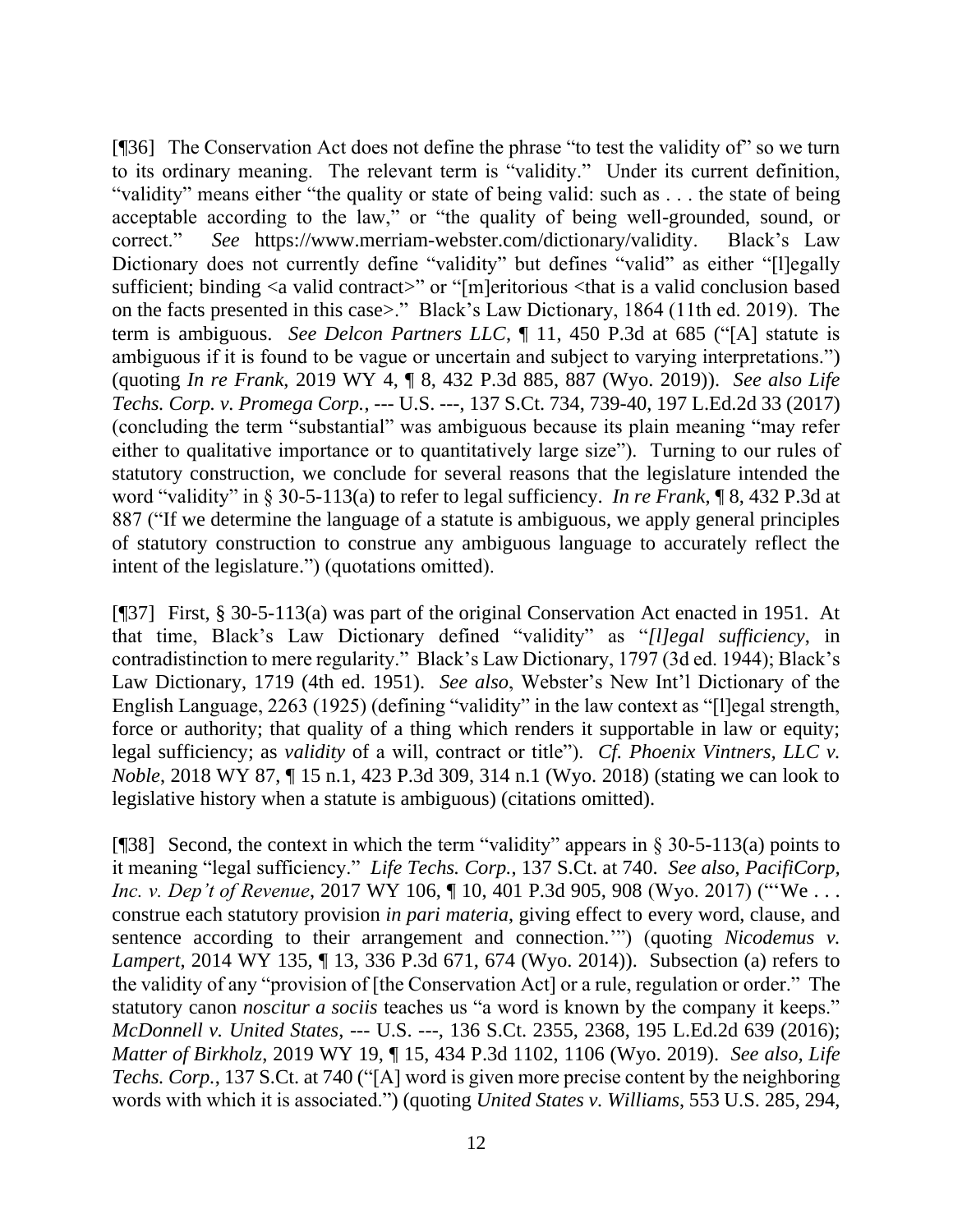[¶36] The Conservation Act does not define the phrase "to test the validity of" so we turn to its ordinary meaning. The relevant term is "validity." Under its current definition, "validity" means either "the quality or state of being valid: such as . . . the state of being acceptable according to the law," or "the quality of being well-grounded, sound, or correct." *See* https://www.merriam-webster.com/dictionary/validity. Black's Law Dictionary does not currently define "validity" but defines "valid" as either "[l]egally sufficient; binding <a valid contract>" or "[m]eritorious <that is a valid conclusion based on the facts presented in this case>." Black's Law Dictionary, 1864 (11th ed. 2019). The term is ambiguous. *See Delcon Partners LLC*, ¶ 11, 450 P.3d at 685 ("[A] statute is ambiguous if it is found to be vague or uncertain and subject to varying interpretations.") (quoting *In re Frank*, 2019 WY 4, ¶ 8, 432 P.3d 885, 887 (Wyo. 2019)). *See also Life Techs. Corp. v. Promega Corp.*, --- U.S. ---, 137 S.Ct. 734, 739-40, 197 L.Ed.2d 33 (2017) (concluding the term "substantial" was ambiguous because its plain meaning "may refer either to qualitative importance or to quantitatively large size"). Turning to our rules of statutory construction, we conclude for several reasons that the legislature intended the word "validity" in § 30-5-113(a) to refer to legal sufficiency. *In re Frank*, ¶ 8, 432 P.3d at 887 ("If we determine the language of a statute is ambiguous, we apply general principles of statutory construction to construe any ambiguous language to accurately reflect the intent of the legislature.") (quotations omitted).

[¶37] First, § 30-5-113(a) was part of the original Conservation Act enacted in 1951. At that time, Black's Law Dictionary defined "validity" as "*[l]egal sufficiency*, in contradistinction to mere regularity." Black's Law Dictionary, 1797 (3d ed. 1944); Black's Law Dictionary, 1719 (4th ed. 1951). *See also*, Webster's New Int'l Dictionary of the English Language, 2263 (1925) (defining "validity" in the law context as "[l]egal strength, force or authority; that quality of a thing which renders it supportable in law or equity; legal sufficiency; as *validity* of a will, contract or title"). *Cf. Phoenix Vintners, LLC v. Noble*, 2018 WY 87, ¶ 15 n.1, 423 P.3d 309, 314 n.1 (Wyo. 2018) (stating we can look to legislative history when a statute is ambiguous) (citations omitted).

[¶38] Second, the context in which the term "validity" appears in § 30-5-113(a) points to it meaning "legal sufficiency." *Life Techs. Corp.*, 137 S.Ct. at 740. *See also, PacifiCorp, Inc. v. Dep't of Revenue*, 2017 WY 106, ¶ 10, 401 P.3d 905, 908 (Wyo. 2017) ("'We . . . construe each statutory provision *in pari materia*, giving effect to every word, clause, and sentence according to their arrangement and connection.'") (quoting *Nicodemus v. Lampert*, 2014 WY 135, ¶ 13, 336 P.3d 671, 674 (Wyo. 2014)). Subsection (a) refers to the validity of any "provision of [the Conservation Act] or a rule, regulation or order." The statutory canon *noscitur a sociis* teaches us "a word is known by the company it keeps." *McDonnell v. United States*, --- U.S. ---, 136 S.Ct. 2355, 2368, 195 L.Ed.2d 639 (2016); *Matter of Birkholz*, 2019 WY 19, ¶ 15, 434 P.3d 1102, 1106 (Wyo. 2019). *See also, Life Techs. Corp.*, 137 S.Ct. at 740 ("[A] word is given more precise content by the neighboring words with which it is associated.") (quoting *United States v. Williams*, 553 U.S. 285, 294,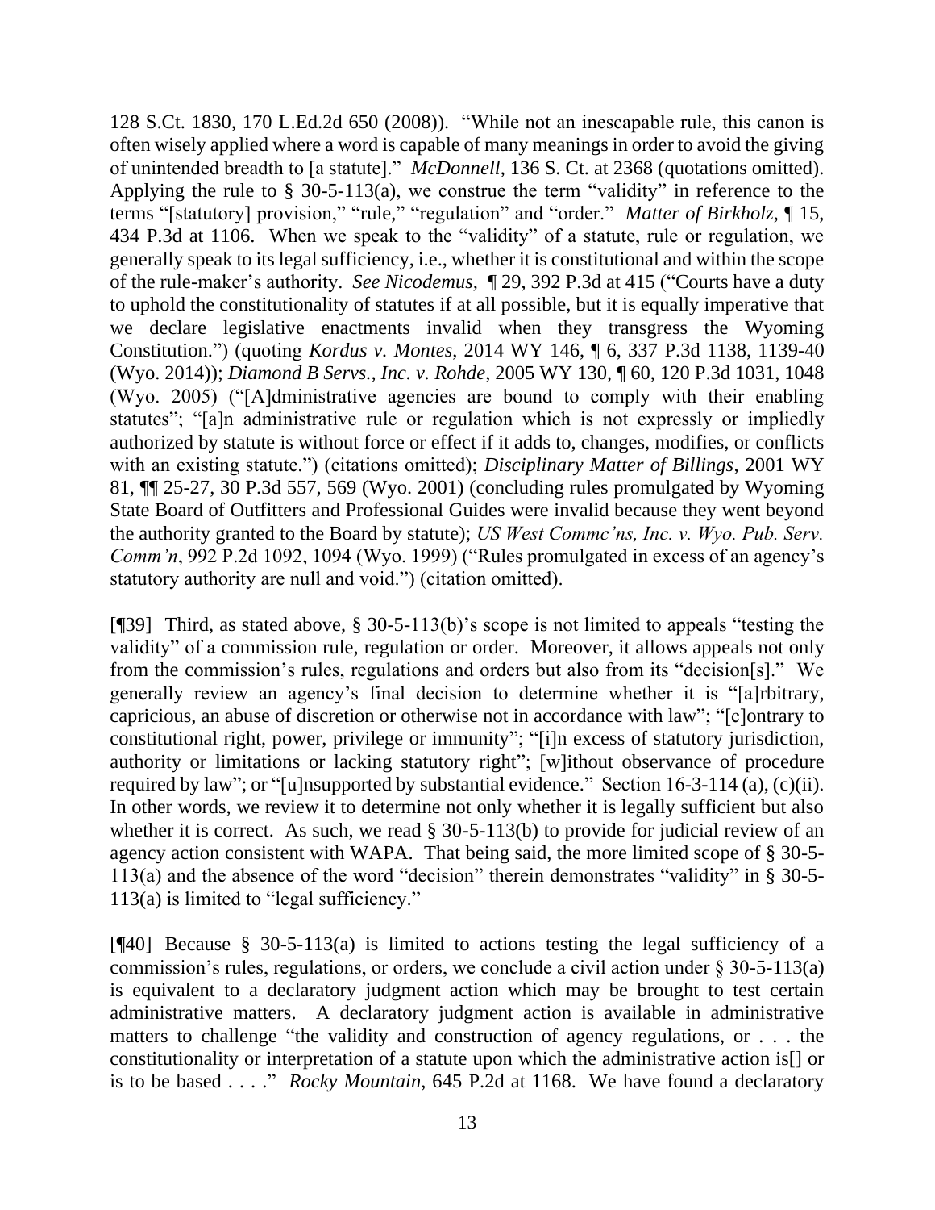128 S.Ct. 1830, 170 L.Ed.2d 650 (2008)). "While not an inescapable rule, this canon is often wisely applied where a word is capable of many meanings in order to avoid the giving of unintended breadth to [a statute]." *McDonnell*, 136 S. Ct. at 2368 (quotations omitted). Applying the rule to § 30-5-113(a), we construe the term "validity" in reference to the terms "[statutory] provision," "rule," "regulation" and "order." *Matter of Birkholz*, ¶ 15, 434 P.3d at 1106. When we speak to the "validity" of a statute, rule or regulation, we generally speak to its legal sufficiency, i.e., whether it is constitutional and within the scope of the rule-maker's authority. *See Nicodemus*, ¶ 29, 392 P.3d at 415 ("Courts have a duty to uphold the constitutionality of statutes if at all possible, but it is equally imperative that we declare legislative enactments invalid when they transgress the Wyoming Constitution.") (quoting *Kordus v. Montes*, 2014 WY 146, ¶ 6, 337 P.3d 1138, 1139-40 (Wyo. 2014)); *Diamond B Servs., Inc. v. Rohde*, 2005 WY 130, ¶ 60, 120 P.3d 1031, 1048 (Wyo. 2005) ("[A]dministrative agencies are bound to comply with their enabling statutes"; "[a]n administrative rule or regulation which is not expressly or impliedly authorized by statute is without force or effect if it adds to, changes, modifies, or conflicts with an existing statute.") (citations omitted); *Disciplinary Matter of Billings*, 2001 WY 81, ¶¶ 25-27, 30 P.3d 557, 569 (Wyo. 2001) (concluding rules promulgated by Wyoming State Board of Outfitters and Professional Guides were invalid because they went beyond the authority granted to the Board by statute); *US West Commc'ns, Inc. v. Wyo. Pub. Serv. Comm'n*, 992 P.2d 1092, 1094 (Wyo. 1999) ("Rules promulgated in excess of an agency's statutory authority are null and void.") (citation omitted).

[¶39] Third, as stated above, § 30-5-113(b)'s scope is not limited to appeals "testing the validity" of a commission rule, regulation or order. Moreover, it allows appeals not only from the commission's rules, regulations and orders but also from its "decision[s]." We generally review an agency's final decision to determine whether it is "[a]rbitrary, capricious, an abuse of discretion or otherwise not in accordance with law"; "[c]ontrary to constitutional right, power, privilege or immunity"; "[i]n excess of statutory jurisdiction, authority or limitations or lacking statutory right"; [w]ithout observance of procedure required by law"; or "[u]nsupported by substantial evidence." Section 16-3-114 (a), (c)(ii). In other words, we review it to determine not only whether it is legally sufficient but also whether it is correct. As such, we read § 30-5-113(b) to provide for judicial review of an agency action consistent with WAPA. That being said, the more limited scope of § 30-5-113(a) and the absence of the word "decision" therein demonstrates "validity" in § 30-5-113(a) is limited to "legal sufficiency."

[¶40] Because § 30-5-113(a) is limited to actions testing the legal sufficiency of a commission's rules, regulations, or orders, we conclude a civil action under § 30-5-113(a) is equivalent to a declaratory judgment action which may be brought to test certain administrative matters. A declaratory judgment action is available in administrative matters to challenge "the validity and construction of agency regulations, or . . . the constitutionality or interpretation of a statute upon which the administrative action is[] or is to be based . . . ." *Rocky Mountain*, 645 P.2d at 1168. We have found a declaratory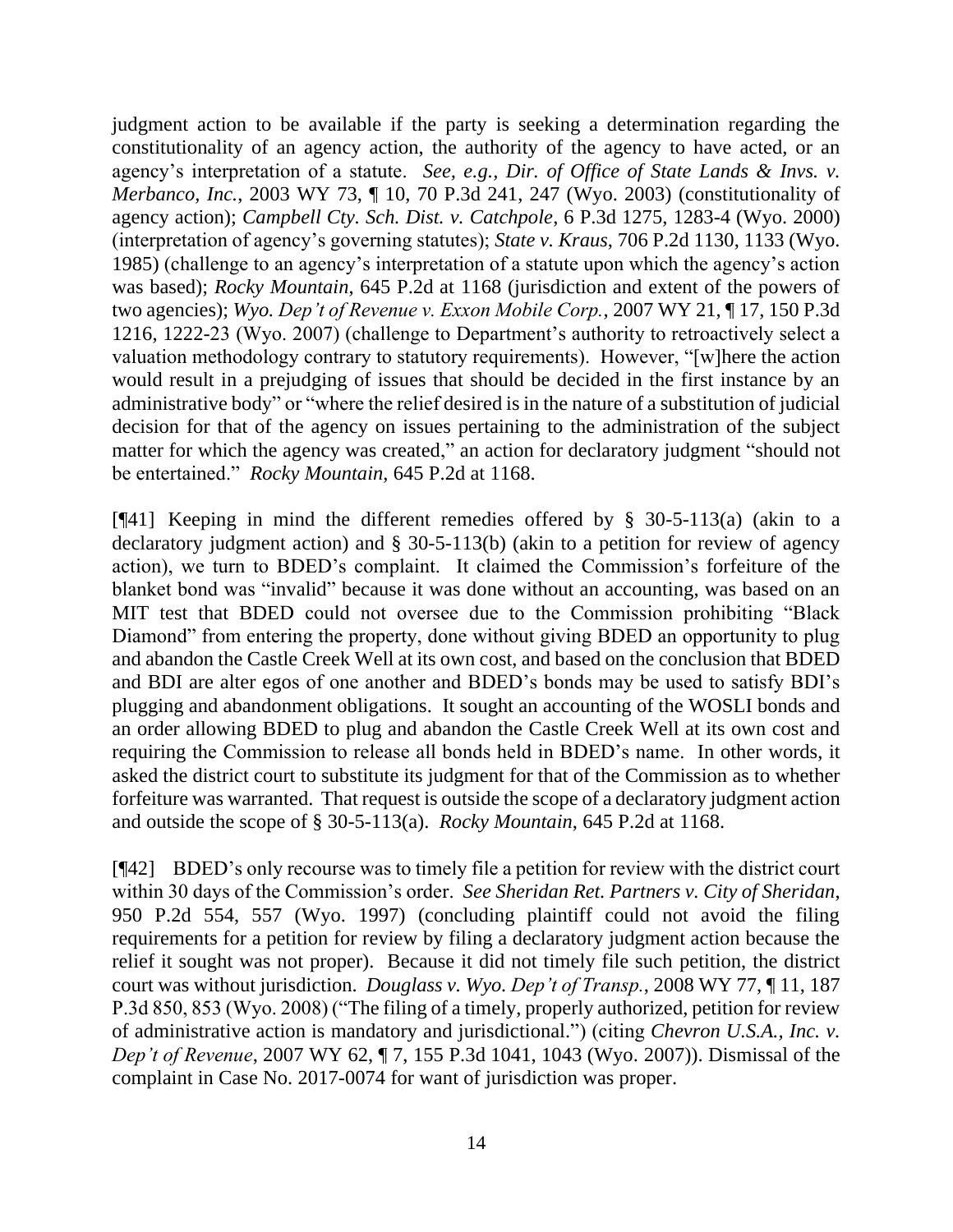judgment action to be available if the party is seeking a determination regarding the constitutionality of an agency action, the authority of the agency to have acted, or an agency's interpretation of a statute. *See, e.g., Dir. of Office of State Lands & Invs. v. Merbanco, Inc.*, 2003 WY 73, ¶ 10, 70 P.3d 241, 247 (Wyo. 2003) (constitutionality of agency action); *Campbell Cty. Sch. Dist. v. Catchpole*, 6 P.3d 1275, 1283-4 (Wyo. 2000) (interpretation of agency's governing statutes); *State v. Kraus*, 706 P.2d 1130, 1133 (Wyo. 1985) (challenge to an agency's interpretation of a statute upon which the agency's action was based); *Rocky Mountain*, 645 P.2d at 1168 (jurisdiction and extent of the powers of two agencies); *Wyo. Dep't of Revenue v. Exxon Mobile Corp.*, 2007 WY 21, ¶ 17, 150 P.3d 1216, 1222-23 (Wyo. 2007) (challenge to Department's authority to retroactively select a valuation methodology contrary to statutory requirements). However, "[w]here the action would result in a prejudging of issues that should be decided in the first instance by an administrative body" or "where the relief desired is in the nature of a substitution of judicial decision for that of the agency on issues pertaining to the administration of the subject matter for which the agency was created," an action for declaratory judgment "should not be entertained." *Rocky Mountain*, 645 P.2d at 1168.

[¶41] Keeping in mind the different remedies offered by § 30-5-113(a) (akin to a declaratory judgment action) and § 30-5-113(b) (akin to a petition for review of agency action), we turn to BDED's complaint. It claimed the Commission's forfeiture of the blanket bond was "invalid" because it was done without an accounting, was based on an MIT test that BDED could not oversee due to the Commission prohibiting "Black Diamond" from entering the property, done without giving BDED an opportunity to plug and abandon the Castle Creek Well at its own cost, and based on the conclusion that BDED and BDI are alter egos of one another and BDED's bonds may be used to satisfy BDI's plugging and abandonment obligations. It sought an accounting of the WOSLI bonds and an order allowing BDED to plug and abandon the Castle Creek Well at its own cost and requiring the Commission to release all bonds held in BDED's name. In other words, it asked the district court to substitute its judgment for that of the Commission as to whether forfeiture was warranted. That request is outside the scope of a declaratory judgment action and outside the scope of § 30-5-113(a). *Rocky Mountain*, 645 P.2d at 1168.

[¶42] BDED's only recourse was to timely file a petition for review with the district court within 30 days of the Commission's order. *See Sheridan Ret. Partners v. City of Sheridan*, 950 P.2d 554, 557 (Wyo. 1997) (concluding plaintiff could not avoid the filing requirements for a petition for review by filing a declaratory judgment action because the relief it sought was not proper). Because it did not timely file such petition, the district court was without jurisdiction. *Douglass v. Wyo. Dep't of Transp.*, 2008 WY 77, ¶ 11, 187 P.3d 850, 853 (Wyo. 2008) ("The filing of a timely, properly authorized, petition for review of administrative action is mandatory and jurisdictional.") (citing *Chevron U.S.A., Inc. v. Dep't of Revenue*, 2007 WY 62, ¶ 7, 155 P.3d 1041, 1043 (Wyo. 2007)). Dismissal of the complaint in Case No. 2017-0074 for want of jurisdiction was proper.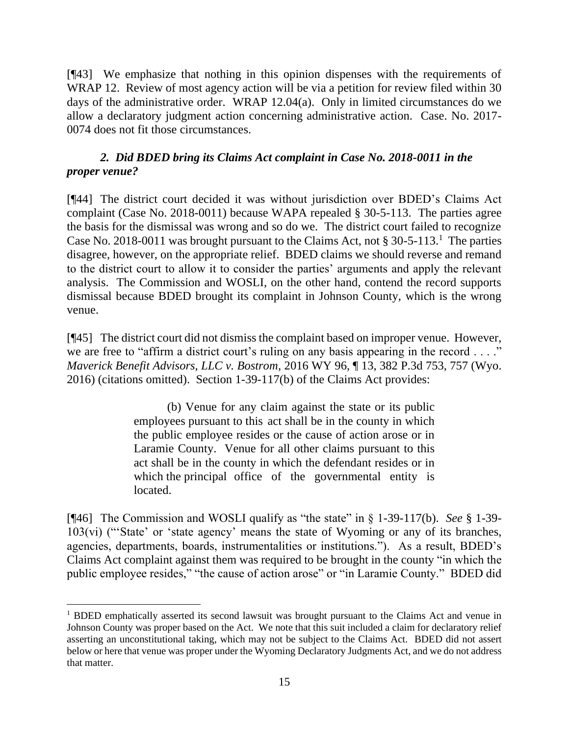[¶43] We emphasize that nothing in this opinion dispenses with the requirements of WRAP 12. Review of most agency action will be via a petition for review filed within 30 days of the administrative order. WRAP 12.04(a). Only in limited circumstances do we allow a declaratory judgment action concerning administrative action. Case. No. 2017-0074 does not fit those circumstances.

### *2. Did BDED bring its Claims Act complaint in Case No. 2018-0011 in the proper venue?*

[¶44] The district court decided it was without jurisdiction over BDED's Claims Act complaint (Case No. 2018-0011) because WAPA repealed § 30-5-113. The parties agree the basis for the dismissal was wrong and so do we. The district court failed to recognize Case No. 2018-0011 was brought pursuant to the Claims Act, not § 30-5-113.[1] The parties disagree, however, on the appropriate relief. BDED claims we should reverse and remand to the district court to allow it to consider the parties' arguments and apply the relevant analysis. The Commission and WOSLI, on the other hand, contend the record supports dismissal because BDED brought its complaint in Johnson County, which is the wrong venue.

[¶45] The district court did not dismiss the complaint based on improper venue. However, we are free to "affirm a district court's ruling on any basis appearing in the record . . . ." *Maverick Benefit Advisors, LLC v. Bostrom*, 2016 WY 96, ¶ 13, 382 P.3d 753, 757 (Wyo. 2016) (citations omitted). Section 1-39-117(b) of the Claims Act provides:

> (b) Venue for any claim against the state or its public employees pursuant to this act shall be in the county in which the public employee resides or the cause of action arose or in Laramie County. Venue for all other claims pursuant to this act shall be in the county in which the defendant resides or in which the principal office of the governmental entity is located.

[¶46] The Commission and WOSLI qualify as "the state" in § 1-39-117(b). *See* § 1-39-103(vi) ("'State' or 'state agency' means the state of Wyoming or any of its branches, agencies, departments, boards, instrumentalities or institutions."). As a result, BDED's Claims Act complaint against them was required to be brought in the county "in which the public employee resides," "the cause of action arose" or "in Laramie County." BDED did

---

[1] BDED emphatically asserted its second lawsuit was brought pursuant to the Claims Act and venue in Johnson County was proper based on the Act. We note that this suit included a claim for declaratory relief asserting an unconstitutional taking, which may not be subject to the Claims Act. BDED did not assert below or here that venue was proper under the Wyoming Declaratory Judgments Act, and we do not address that matter.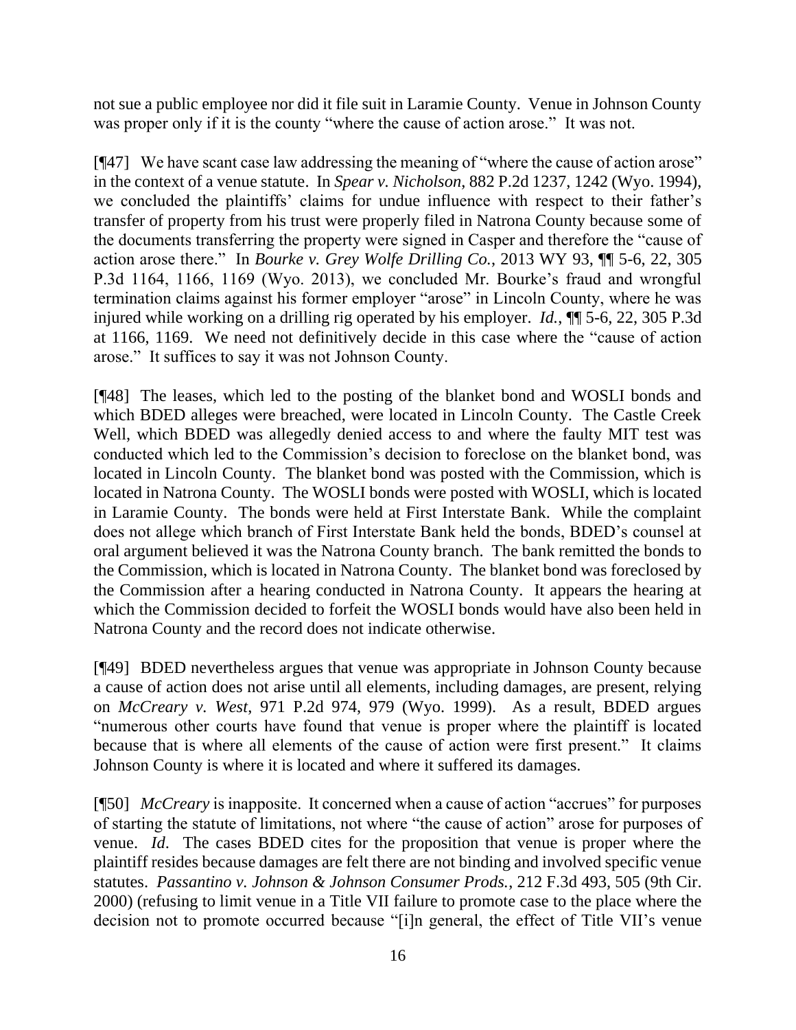not sue a public employee nor did it file suit in Laramie County. Venue in Johnson County was proper only if it is the county "where the cause of action arose." It was not.

[¶47] We have scant case law addressing the meaning of "where the cause of action arose" in the context of a venue statute. In *Spear v. Nicholson*, 882 P.2d 1237, 1242 (Wyo. 1994), we concluded the plaintiffs' claims for undue influence with respect to their father's transfer of property from his trust were properly filed in Natrona County because some of the documents transferring the property were signed in Casper and therefore the "cause of action arose there." In *Bourke v. Grey Wolfe Drilling Co.*, 2013 WY 93, ¶¶ 5-6, 22, 305 P.3d 1164, 1166, 1169 (Wyo. 2013), we concluded Mr. Bourke's fraud and wrongful termination claims against his former employer "arose" in Lincoln County, where he was injured while working on a drilling rig operated by his employer. *Id.*, ¶¶ 5-6, 22, 305 P.3d at 1166, 1169. We need not definitively decide in this case where the "cause of action arose." It suffices to say it was not Johnson County.

[¶48] The leases, which led to the posting of the blanket bond and WOSLI bonds and which BDED alleges were breached, were located in Lincoln County. The Castle Creek Well, which BDED was allegedly denied access to and where the faulty MIT test was conducted which led to the Commission's decision to foreclose on the blanket bond, was located in Lincoln County. The blanket bond was posted with the Commission, which is located in Natrona County. The WOSLI bonds were posted with WOSLI, which is located in Laramie County. The bonds were held at First Interstate Bank. While the complaint does not allege which branch of First Interstate Bank held the bonds, BDED's counsel at oral argument believed it was the Natrona County branch. The bank remitted the bonds to the Commission, which is located in Natrona County. The blanket bond was foreclosed by the Commission after a hearing conducted in Natrona County. It appears the hearing at which the Commission decided to forfeit the WOSLI bonds would have also been held in Natrona County and the record does not indicate otherwise.

[¶49] BDED nevertheless argues that venue was appropriate in Johnson County because a cause of action does not arise until all elements, including damages, are present, relying on *McCreary v. West*, 971 P.2d 974, 979 (Wyo. 1999). As a result, BDED argues "numerous other courts have found that venue is proper where the plaintiff is located because that is where all elements of the cause of action were first present." It claims Johnson County is where it is located and where it suffered its damages.

[¶50] *McCreary* is inapposite. It concerned when a cause of action "accrues" for purposes of starting the statute of limitations, not where "the cause of action" arose for purposes of venue. *Id*. The cases BDED cites for the proposition that venue is proper where the plaintiff resides because damages are felt there are not binding and involved specific venue statutes. *Passantino v. Johnson & Johnson Consumer Prods.*, 212 F.3d 493, 505 (9th Cir. 2000) (refusing to limit venue in a Title VII failure to promote case to the place where the decision not to promote occurred because "[i]n general, the effect of Title VII's venue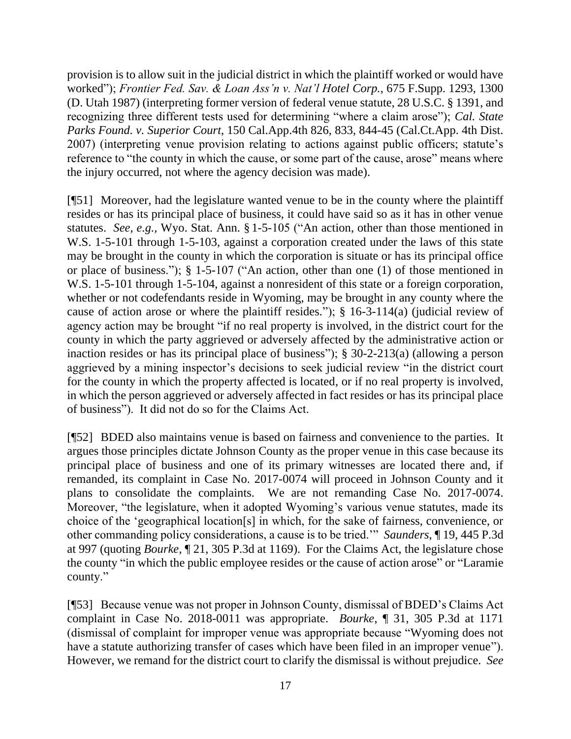provision is to allow suit in the judicial district in which the plaintiff worked or would have worked"); *Frontier Fed. Sav. & Loan Ass'n v. Nat'l Hotel Corp.*, 675 F.Supp. 1293, 1300 (D. Utah 1987) (interpreting former version of federal venue statute, 28 U.S.C. § 1391, and recognizing three different tests used for determining "where a claim arose"); *Cal. State Parks Found. v. Superior Court*, 150 Cal.App.4th 826, 833, 844-45 (Cal.Ct.App. 4th Dist. 2007) (interpreting venue provision relating to actions against public officers; statute's reference to "the county in which the cause, or some part of the cause, arose" means where the injury occurred, not where the agency decision was made).

[¶51] Moreover, had the legislature wanted venue to be in the county where the plaintiff resides or has its principal place of business, it could have said so as it has in other venue statutes. *See, e.g.,* Wyo. Stat. Ann. § 1-5-105 ("An action, other than those mentioned in W.S. 1-5-101 through 1-5-103, against a corporation created under the laws of this state may be brought in the county in which the corporation is situate or has its principal office or place of business."); § 1-5-107 ("An action, other than one (1) of those mentioned in W.S. 1-5-101 through 1-5-104, against a nonresident of this state or a foreign corporation, whether or not codefendants reside in Wyoming, may be brought in any county where the cause of action arose or where the plaintiff resides."); § 16-3-114(a) (judicial review of agency action may be brought "if no real property is involved, in the district court for the county in which the party aggrieved or adversely affected by the administrative action or inaction resides or has its principal place of business"); § 30-2-213(a) (allowing a person aggrieved by a mining inspector's decisions to seek judicial review "in the district court for the county in which the property affected is located, or if no real property is involved, in which the person aggrieved or adversely affected in fact resides or has its principal place of business"). It did not do so for the Claims Act.

[¶52] BDED also maintains venue is based on fairness and convenience to the parties. It argues those principles dictate Johnson County as the proper venue in this case because its principal place of business and one of its primary witnesses are located there and, if remanded, its complaint in Case No. 2017-0074 will proceed in Johnson County and it plans to consolidate the complaints. We are not remanding Case No. 2017-0074. Moreover, "the legislature, when it adopted Wyoming's various venue statutes, made its choice of the 'geographical location[s] in which, for the sake of fairness, convenience, or other commanding policy considerations, a cause is to be tried.'" *Saunders*, ¶ 19, 445 P.3d at 997 (quoting *Bourke*, ¶ 21, 305 P.3d at 1169). For the Claims Act, the legislature chose the county "in which the public employee resides or the cause of action arose" or "Laramie county."

[¶53] Because venue was not proper in Johnson County, dismissal of BDED's Claims Act complaint in Case No. 2018-0011 was appropriate. *Bourke*, ¶ 31, 305 P.3d at 1171 (dismissal of complaint for improper venue was appropriate because "Wyoming does not have a statute authorizing transfer of cases which have been filed in an improper venue"). However, we remand for the district court to clarify the dismissal is without prejudice. *See*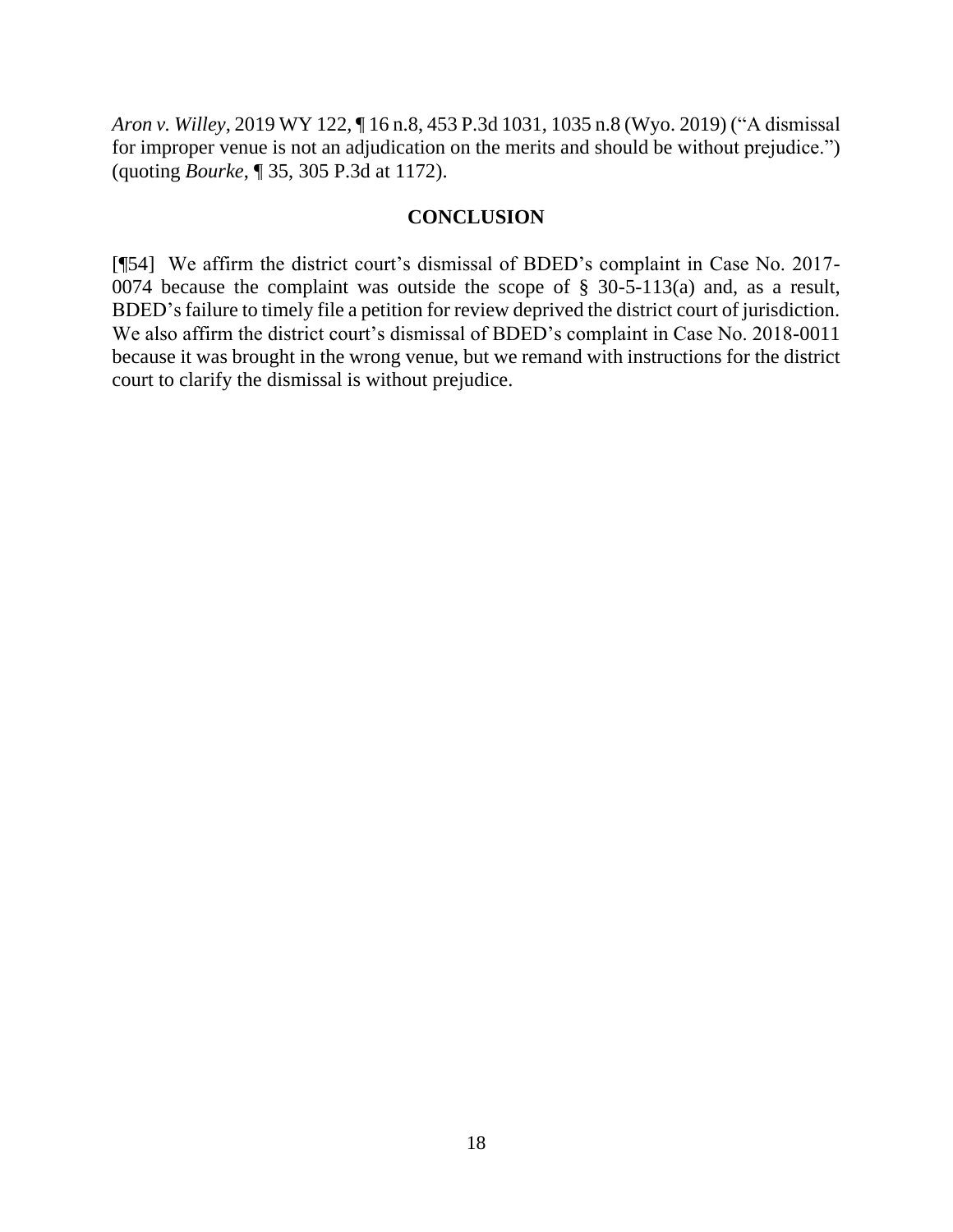*Aron v. Willey*, 2019 WY 122, ¶ 16 n.8, 453 P.3d 1031, 1035 n.8 (Wyo. 2019) ("A dismissal for improper venue is not an adjudication on the merits and should be without prejudice.") (quoting *Bourke*, ¶ 35, 305 P.3d at 1172).

## CONCLUSION

[¶54] We affirm the district court's dismissal of BDED's complaint in Case No. 2017-0074 because the complaint was outside the scope of § 30-5-113(a) and, as a result, BDED's failure to timely file a petition for review deprived the district court of jurisdiction. We also affirm the district court's dismissal of BDED's complaint in Case No. 2018-0011 because it was brought in the wrong venue, but we remand with instructions for the district court to clarify the dismissal is without prejudice.